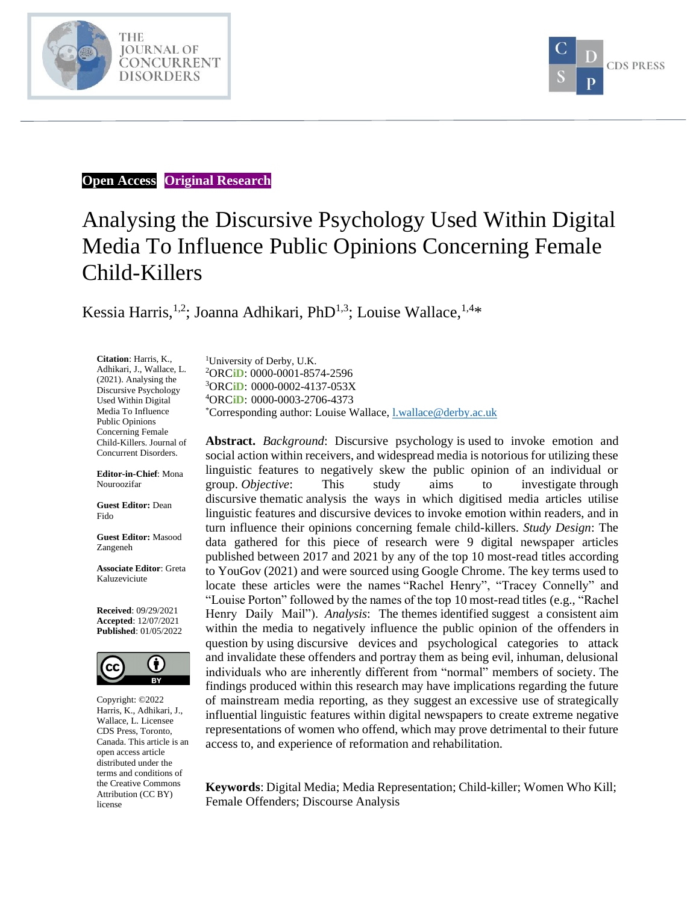**Open Access** **Original Research**

# Analysing the Discursive Psychology Used Within Digital Media To Influence Public Opinions Concerning Female Child-Killers

Kessia Harris,[1,2]; Joanna Adhikari, PhD[1,3]; Louise Wallace,[1,4]*

**Citation**: Harris, K., Adhikari, J., Wallace, L. (2021). Analysing the Discursive Psychology Used Within Digital Media To Influence Public Opinions Concerning Female Child-Killers. Journal of Concurrent Disorders.

**Editor-in-Chief**: Mona Nouroozifar

**Guest Editor:** Dean Fido

**Guest Editor:** Masood Zangeneh

**Associate Editor**: Greta Kaluzeviciute

**Received**: 09/29/2021
**Accepted**: 12/07/2021
**Published**: 01/05/2022

Copyright: ©2022 Harris, K., Adhikari, J., Wallace, L. Licensee CDS Press, Toronto, Canada. This article is an open access article distributed under the terms and conditions of the Creative Commons Attribution (CC BY) license

[1]University of Derby, U.K.
[2]ORCiD: 0000-0001-8574-2596
[3]ORCiD: 0000-0002-4137-053X
[4]ORCiD: 0000-0003-2706-4373
*Corresponding author: Louise Wallace, l.wallace@derby.ac.uk

**Abstract.** *Background*: Discursive psychology is used to invoke emotion and social action within receivers, and widespread media is notorious for utilizing these linguistic features to negatively skew the public opinion of an individual or group. *Objective*: This study aims to investigate through discursive thematic analysis the ways in which digitised media articles utilise linguistic features and discursive devices to invoke emotion within readers, and in turn influence their opinions concerning female child-killers. *Study Design*: The data gathered for this piece of research were 9 digital newspaper articles published between 2017 and 2021 by any of the top 10 most-read titles according to YouGov (2021) and were sourced using Google Chrome. The key terms used to locate these articles were the names "Rachel Henry", "Tracey Connelly" and "Louise Porton" followed by the names of the top 10 most-read titles (e.g., "Rachel Henry Daily Mail"). *Analysis*: The themes identified suggest a consistent aim within the media to negatively influence the public opinion of the offenders in question by using discursive devices and psychological categories to attack and invalidate these offenders and portray them as being evil, inhuman, delusional individuals who are inherently different from "normal" members of society. The findings produced within this research may have implications regarding the future of mainstream media reporting, as they suggest an excessive use of strategically influential linguistic features within digital newspapers to create extreme negative representations of women who offend, which may prove detrimental to their future access to, and experience of reformation and rehabilitation.

**Keywords**: Digital Media; Media Representation; Child-killer; Women Who Kill; Female Offenders; Discourse Analysis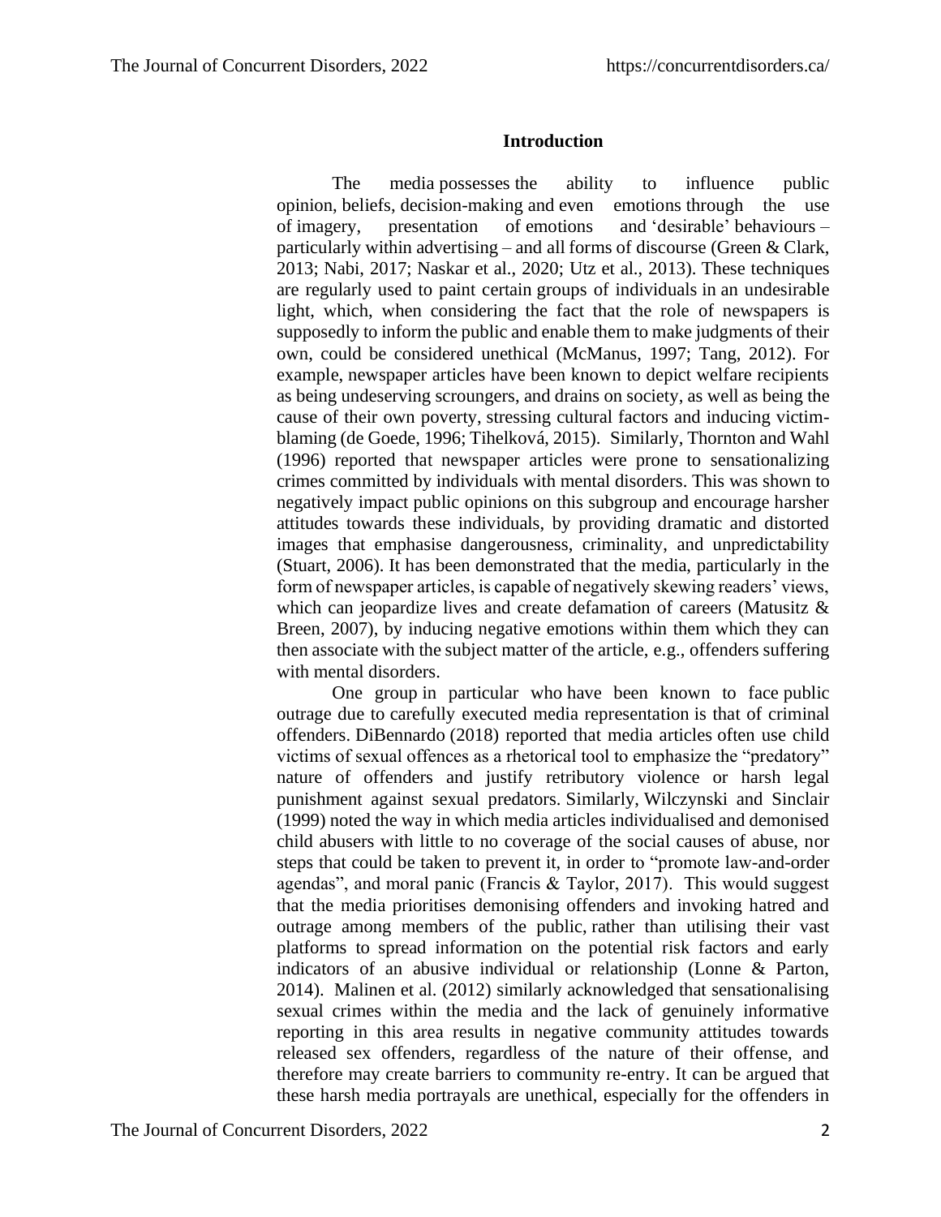## Introduction

The media possesses the ability to influence public opinion, beliefs, decision-making and even emotions through the use of imagery, presentation of emotions and 'desirable' behaviours – particularly within advertising – and all forms of discourse (Green & Clark, 2013; Nabi, 2017; Naskar et al., 2020; Utz et al., 2013). These techniques are regularly used to paint certain groups of individuals in an undesirable light, which, when considering the fact that the role of newspapers is supposedly to inform the public and enable them to make judgments of their own, could be considered unethical (McManus, 1997; Tang, 2012). For example, newspaper articles have been known to depict welfare recipients as being undeserving scroungers, and drains on society, as well as being the cause of their own poverty, stressing cultural factors and inducing victim-blaming (de Goede, 1996; Tihelková, 2015). Similarly, Thornton and Wahl (1996) reported that newspaper articles were prone to sensationalizing crimes committed by individuals with mental disorders. This was shown to negatively impact public opinions on this subgroup and encourage harsher attitudes towards these individuals, by providing dramatic and distorted images that emphasise dangerousness, criminality, and unpredictability (Stuart, 2006). It has been demonstrated that the media, particularly in the form of newspaper articles, is capable of negatively skewing readers' views, which can jeopardize lives and create defamation of careers (Matusitz & Breen, 2007), by inducing negative emotions within them which they can then associate with the subject matter of the article, e.g., offenders suffering with mental disorders.

One group in particular who have been known to face public outrage due to carefully executed media representation is that of criminal offenders. DiBennardo (2018) reported that media articles often use child victims of sexual offences as a rhetorical tool to emphasize the "predatory" nature of offenders and justify retributory violence or harsh legal punishment against sexual predators. Similarly, Wilczynski and Sinclair (1999) noted the way in which media articles individualised and demonised child abusers with little to no coverage of the social causes of abuse, nor steps that could be taken to prevent it, in order to "promote law-and-order agendas", and moral panic (Francis & Taylor, 2017). This would suggest that the media prioritises demonising offenders and invoking hatred and outrage among members of the public, rather than utilising their vast platforms to spread information on the potential risk factors and early indicators of an abusive individual or relationship (Lonne & Parton, 2014). Malinen et al. (2012) similarly acknowledged that sensationalising sexual crimes within the media and the lack of genuinely informative reporting in this area results in negative community attitudes towards released sex offenders, regardless of the nature of their offense, and therefore may create barriers to community re-entry. It can be argued that these harsh media portrayals are unethical, especially for the offenders in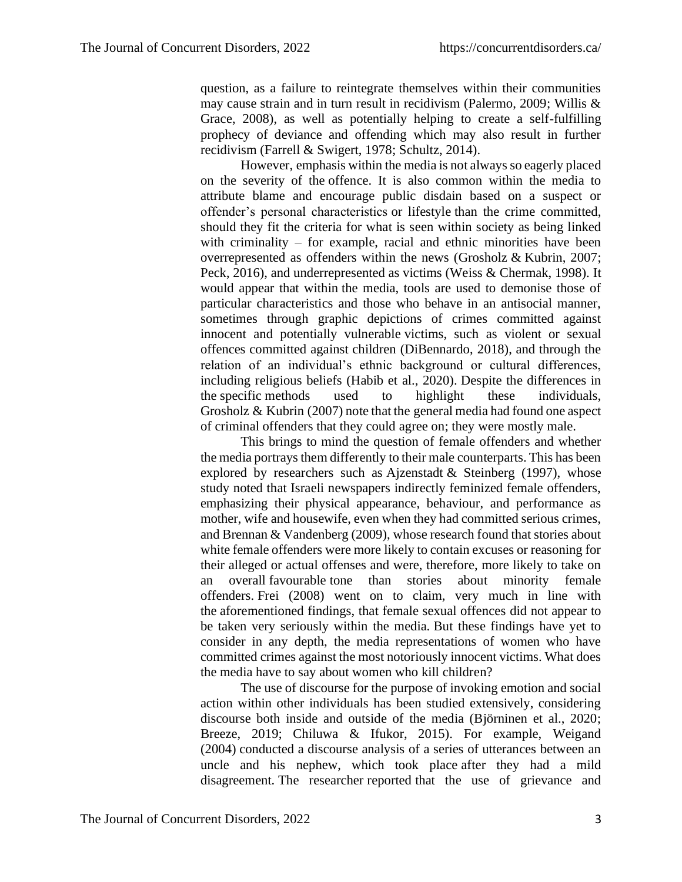question, as a failure to reintegrate themselves within their communities may cause strain and in turn result in recidivism (Palermo, 2009; Willis & Grace, 2008), as well as potentially helping to create a self-fulfilling prophecy of deviance and offending which may also result in further recidivism (Farrell & Swigert, 1978; Schultz, 2014).

However, emphasis within the media is not always so eagerly placed on the severity of the offence. It is also common within the media to attribute blame and encourage public disdain based on a suspect or offender's personal characteristics or lifestyle than the crime committed, should they fit the criteria for what is seen within society as being linked with criminality – for example, racial and ethnic minorities have been overrepresented as offenders within the news (Grosholz & Kubrin, 2007; Peck, 2016), and underrepresented as victims (Weiss & Chermak, 1998). It would appear that within the media, tools are used to demonise those of particular characteristics and those who behave in an antisocial manner, sometimes through graphic depictions of crimes committed against innocent and potentially vulnerable victims, such as violent or sexual offences committed against children (DiBennardo, 2018), and through the relation of an individual's ethnic background or cultural differences, including religious beliefs (Habib et al., 2020). Despite the differences in the specific methods used to highlight these individuals, Grosholz & Kubrin (2007) note that the general media had found one aspect of criminal offenders that they could agree on; they were mostly male.

This brings to mind the question of female offenders and whether the media portrays them differently to their male counterparts. This has been explored by researchers such as Ajzenstadt & Steinberg (1997), whose study noted that Israeli newspapers indirectly feminized female offenders, emphasizing their physical appearance, behaviour, and performance as mother, wife and housewife, even when they had committed serious crimes, and Brennan & Vandenberg (2009), whose research found that stories about white female offenders were more likely to contain excuses or reasoning for their alleged or actual offenses and were, therefore, more likely to take on an overall favourable tone than stories about minority female offenders. Frei (2008) went on to claim, very much in line with the aforementioned findings, that female sexual offences did not appear to be taken very seriously within the media. But these findings have yet to consider in any depth, the media representations of women who have committed crimes against the most notoriously innocent victims. What does the media have to say about women who kill children?

The use of discourse for the purpose of invoking emotion and social action within other individuals has been studied extensively, considering discourse both inside and outside of the media (Björninen et al., 2020; Breeze, 2019; Chiluwa & Ifukor, 2015). For example, Weigand (2004) conducted a discourse analysis of a series of utterances between an uncle and his nephew, which took place after they had a mild disagreement. The researcher reported that the use of grievance and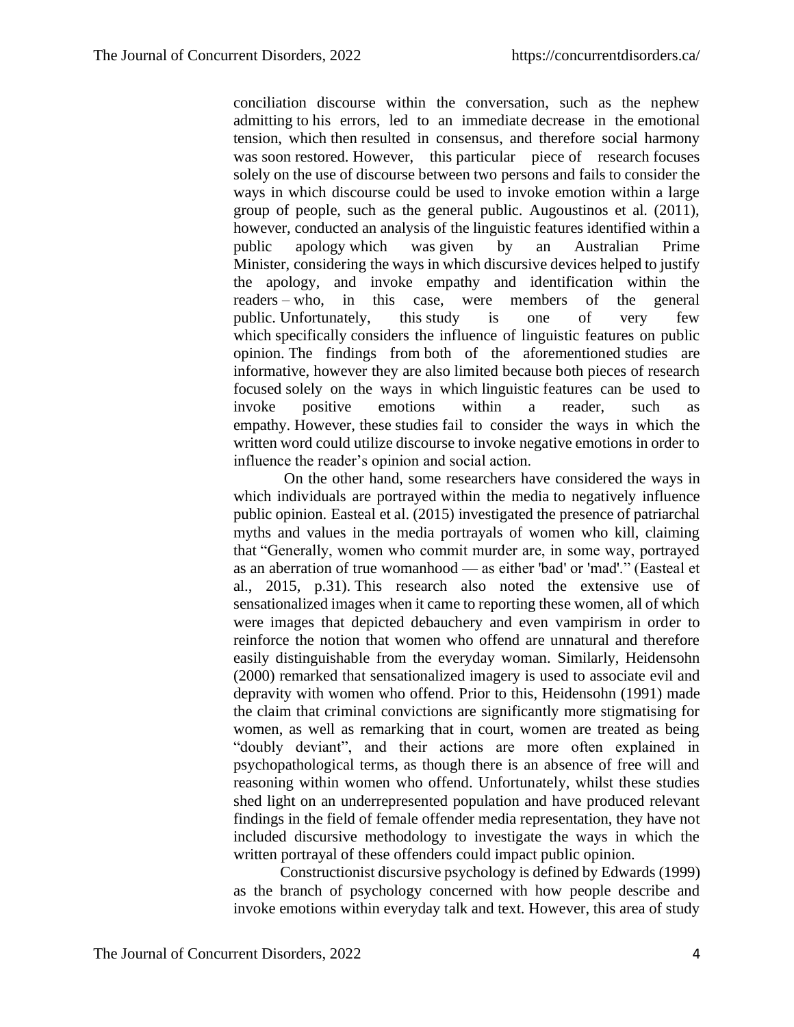conciliation discourse within the conversation, such as the nephew admitting to his errors, led to an immediate decrease in the emotional tension, which then resulted in consensus, and therefore social harmony was soon restored. However, this particular piece of research focuses solely on the use of discourse between two persons and fails to consider the ways in which discourse could be used to invoke emotion within a large group of people, such as the general public. Augoustinos et al. (2011), however, conducted an analysis of the linguistic features identified within a public apology which was given by an Australian Prime Minister, considering the ways in which discursive devices helped to justify the apology, and invoke empathy and identification within the readers – who, in this case, were members of the general public. Unfortunately, this study is one of very few which specifically considers the influence of linguistic features on public opinion. The findings from both of the aforementioned studies are informative, however they are also limited because both pieces of research focused solely on the ways in which linguistic features can be used to invoke positive emotions within a reader, such as empathy. However, these studies fail to consider the ways in which the written word could utilize discourse to invoke negative emotions in order to influence the reader's opinion and social action.

On the other hand, some researchers have considered the ways in which individuals are portrayed within the media to negatively influence public opinion. Easteal et al. (2015) investigated the presence of patriarchal myths and values in the media portrayals of women who kill, claiming that "Generally, women who commit murder are, in some way, portrayed as an aberration of true womanhood — as either 'bad' or 'mad'." (Easteal et al., 2015, p.31). This research also noted the extensive use of sensationalized images when it came to reporting these women, all of which were images that depicted debauchery and even vampirism in order to reinforce the notion that women who offend are unnatural and therefore easily distinguishable from the everyday woman. Similarly, Heidensohn (2000) remarked that sensationalized imagery is used to associate evil and depravity with women who offend. Prior to this, Heidensohn (1991) made the claim that criminal convictions are significantly more stigmatising for women, as well as remarking that in court, women are treated as being "doubly deviant", and their actions are more often explained in psychopathological terms, as though there is an absence of free will and reasoning within women who offend. Unfortunately, whilst these studies shed light on an underrepresented population and have produced relevant findings in the field of female offender media representation, they have not included discursive methodology to investigate the ways in which the written portrayal of these offenders could impact public opinion.

Constructionist discursive psychology is defined by Edwards (1999) as the branch of psychology concerned with how people describe and invoke emotions within everyday talk and text. However, this area of study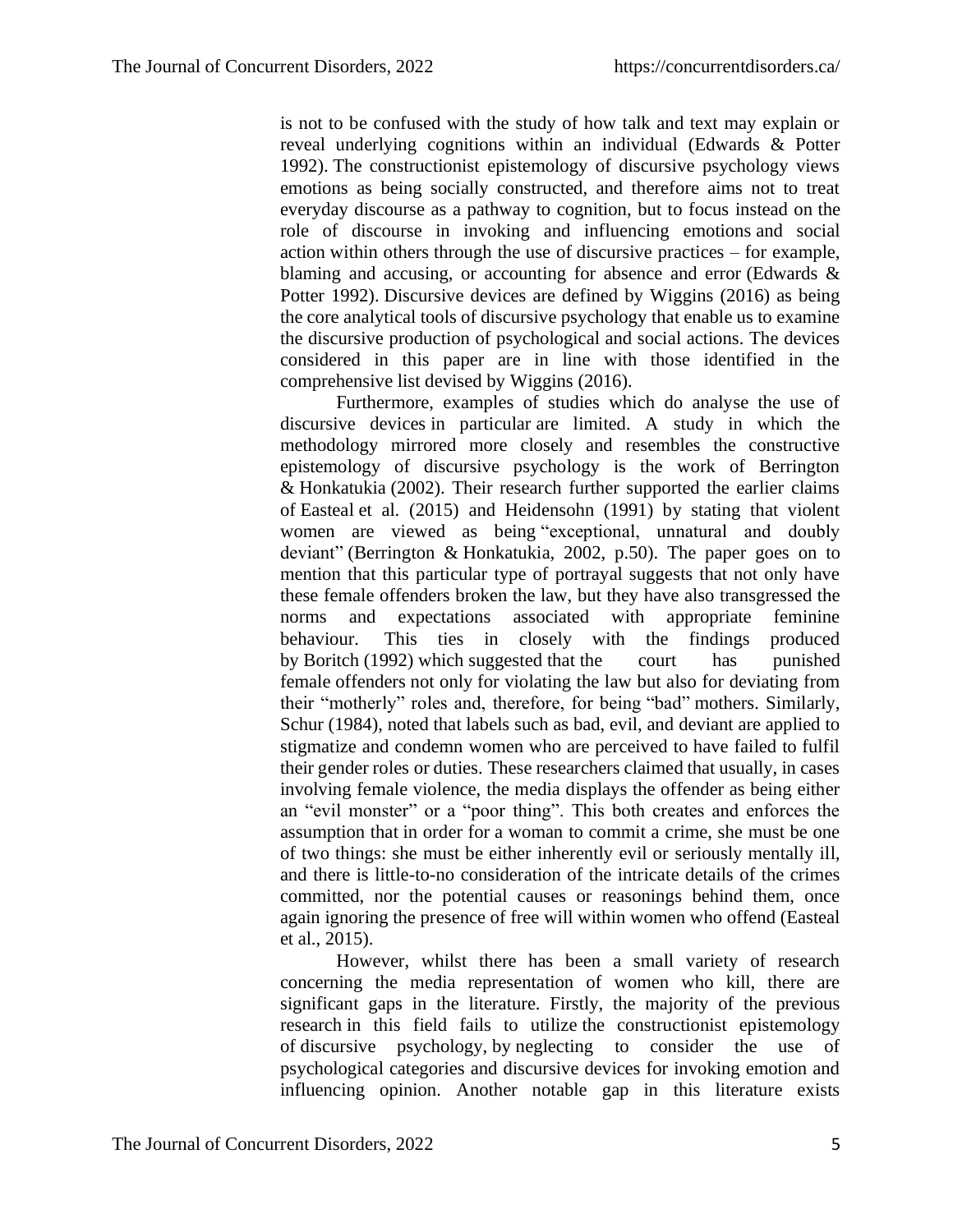is not to be confused with the study of how talk and text may explain or reveal underlying cognitions within an individual (Edwards & Potter 1992). The constructionist epistemology of discursive psychology views emotions as being socially constructed, and therefore aims not to treat everyday discourse as a pathway to cognition, but to focus instead on the role of discourse in invoking and influencing emotions and social action within others through the use of discursive practices – for example, blaming and accusing, or accounting for absence and error (Edwards & Potter 1992). Discursive devices are defined by Wiggins (2016) as being the core analytical tools of discursive psychology that enable us to examine the discursive production of psychological and social actions. The devices considered in this paper are in line with those identified in the comprehensive list devised by Wiggins (2016).

Furthermore, examples of studies which do analyse the use of discursive devices in particular are limited. A study in which the methodology mirrored more closely and resembles the constructive epistemology of discursive psychology is the work of Berrington & Honkatukia (2002). Their research further supported the earlier claims of Easteal et al. (2015) and Heidensohn (1991) by stating that violent women are viewed as being "exceptional, unnatural and doubly deviant" (Berrington & Honkatukia, 2002, p.50). The paper goes on to mention that this particular type of portrayal suggests that not only have these female offenders broken the law, but they have also transgressed the norms and expectations associated with appropriate feminine behaviour. This ties in closely with the findings produced by Boritch (1992) which suggested that the court has punished female offenders not only for violating the law but also for deviating from their "motherly" roles and, therefore, for being "bad" mothers. Similarly, Schur (1984), noted that labels such as bad, evil, and deviant are applied to stigmatize and condemn women who are perceived to have failed to fulfil their gender roles or duties. These researchers claimed that usually, in cases involving female violence, the media displays the offender as being either an "evil monster" or a "poor thing". This both creates and enforces the assumption that in order for a woman to commit a crime, she must be one of two things: she must be either inherently evil or seriously mentally ill, and there is little-to-no consideration of the intricate details of the crimes committed, nor the potential causes or reasonings behind them, once again ignoring the presence of free will within women who offend (Easteal et al., 2015).

However, whilst there has been a small variety of research concerning the media representation of women who kill, there are significant gaps in the literature. Firstly, the majority of the previous research in this field fails to utilize the constructionist epistemology of discursive psychology, by neglecting to consider the use of psychological categories and discursive devices for invoking emotion and influencing opinion. Another notable gap in this literature exists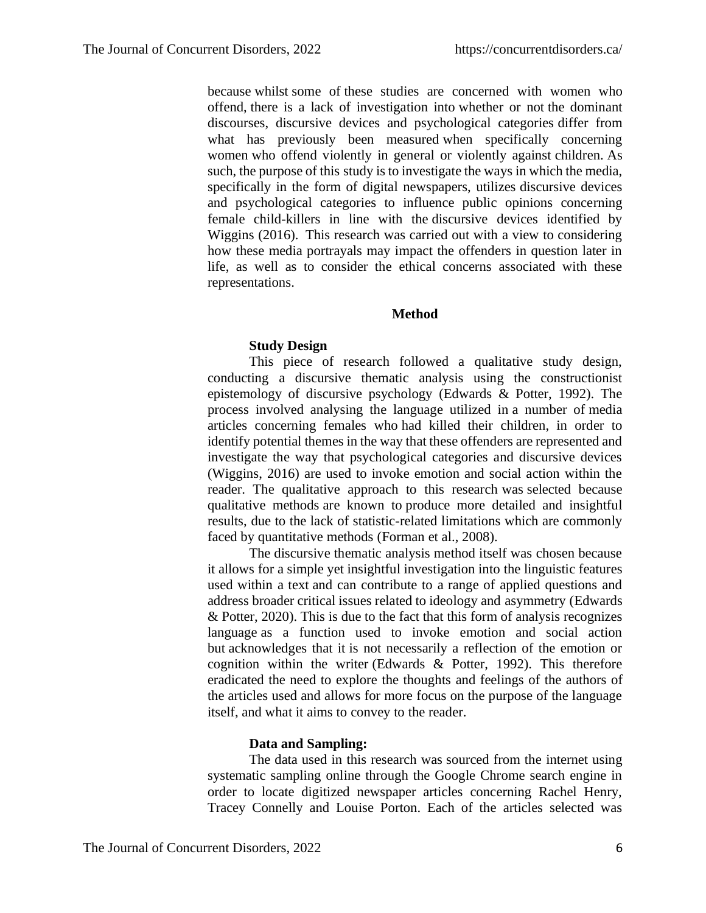because whilst some of these studies are concerned with women who offend, there is a lack of investigation into whether or not the dominant discourses, discursive devices and psychological categories differ from what has previously been measured when specifically concerning women who offend violently in general or violently against children. As such, the purpose of this study is to investigate the ways in which the media, specifically in the form of digital newspapers, utilizes discursive devices and psychological categories to influence public opinions concerning female child-killers in line with the discursive devices identified by Wiggins (2016). This research was carried out with a view to considering how these media portrayals may impact the offenders in question later in life, as well as to consider the ethical concerns associated with these representations.

## Method

### Study Design

This piece of research followed a qualitative study design, conducting a discursive thematic analysis using the constructionist epistemology of discursive psychology (Edwards & Potter, 1992). The process involved analysing the language utilized in a number of media articles concerning females who had killed their children, in order to identify potential themes in the way that these offenders are represented and investigate the way that psychological categories and discursive devices (Wiggins, 2016) are used to invoke emotion and social action within the reader. The qualitative approach to this research was selected because qualitative methods are known to produce more detailed and insightful results, due to the lack of statistic-related limitations which are commonly faced by quantitative methods (Forman et al., 2008).

The discursive thematic analysis method itself was chosen because it allows for a simple yet insightful investigation into the linguistic features used within a text and can contribute to a range of applied questions and address broader critical issues related to ideology and asymmetry (Edwards & Potter, 2020). This is due to the fact that this form of analysis recognizes language as a function used to invoke emotion and social action but acknowledges that it is not necessarily a reflection of the emotion or cognition within the writer (Edwards & Potter, 1992). This therefore eradicated the need to explore the thoughts and feelings of the authors of the articles used and allows for more focus on the purpose of the language itself, and what it aims to convey to the reader.

### Data and Sampling:

The data used in this research was sourced from the internet using systematic sampling online through the Google Chrome search engine in order to locate digitized newspaper articles concerning Rachel Henry, Tracey Connelly and Louise Porton. Each of the articles selected was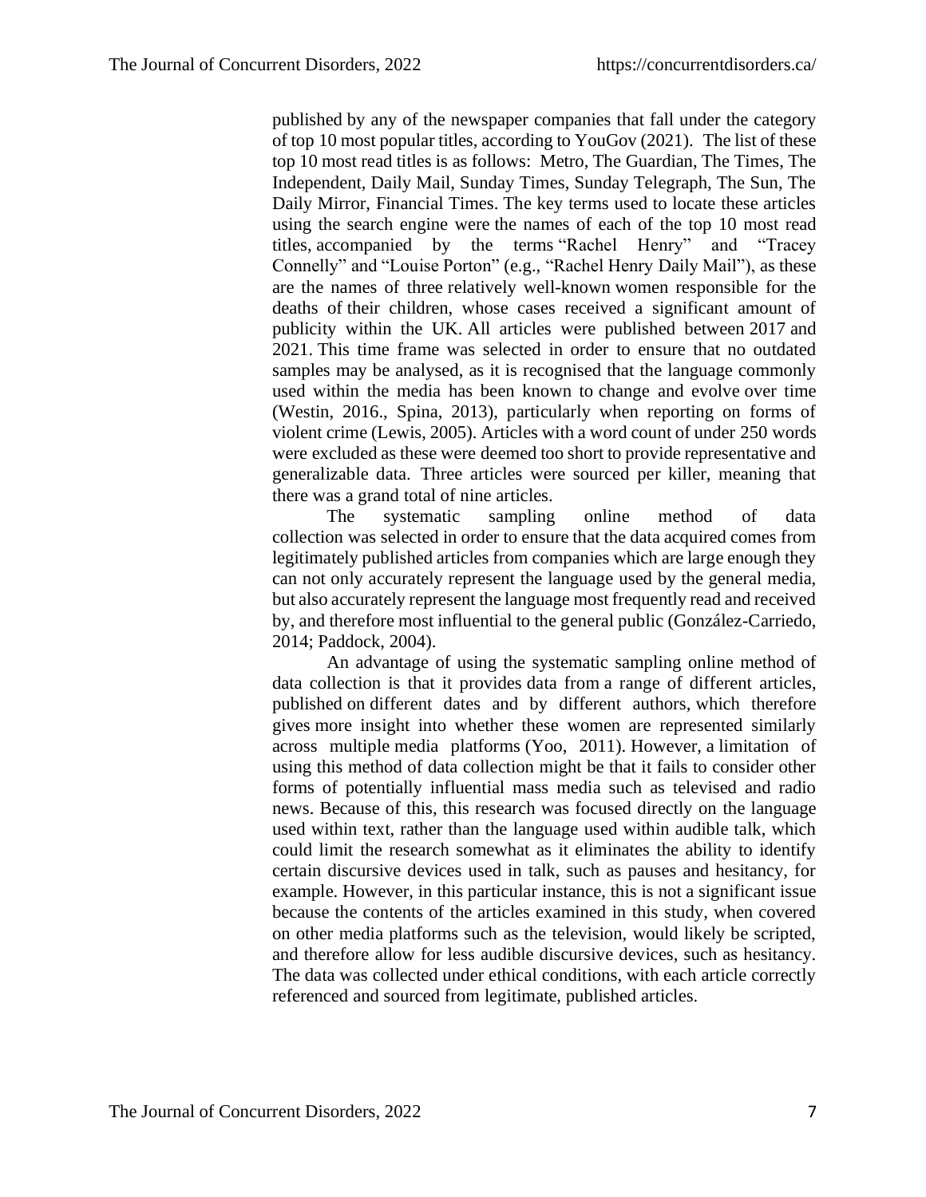published by any of the newspaper companies that fall under the category of top 10 most popular titles, according to YouGov (2021). The list of these top 10 most read titles is as follows: Metro, The Guardian, The Times, The Independent, Daily Mail, Sunday Times, Sunday Telegraph, The Sun, The Daily Mirror, Financial Times. The key terms used to locate these articles using the search engine were the names of each of the top 10 most read titles, accompanied by the terms "Rachel Henry" and "Tracey Connelly" and "Louise Porton" (e.g., "Rachel Henry Daily Mail"), as these are the names of three relatively well-known women responsible for the deaths of their children, whose cases received a significant amount of publicity within the UK. All articles were published between 2017 and 2021. This time frame was selected in order to ensure that no outdated samples may be analysed, as it is recognised that the language commonly used within the media has been known to change and evolve over time (Westin, 2016., Spina, 2013), particularly when reporting on forms of violent crime (Lewis, 2005). Articles with a word count of under 250 words were excluded as these were deemed too short to provide representative and generalizable data. Three articles were sourced per killer, meaning that there was a grand total of nine articles.

The systematic sampling online method of data collection was selected in order to ensure that the data acquired comes from legitimately published articles from companies which are large enough they can not only accurately represent the language used by the general media, but also accurately represent the language most frequently read and received by, and therefore most influential to the general public (González-Carriedo, 2014; Paddock, 2004).

An advantage of using the systematic sampling online method of data collection is that it provides data from a range of different articles, published on different dates and by different authors, which therefore gives more insight into whether these women are represented similarly across multiple media platforms (Yoo, 2011). However, a limitation of using this method of data collection might be that it fails to consider other forms of potentially influential mass media such as televised and radio news. Because of this, this research was focused directly on the language used within text, rather than the language used within audible talk, which could limit the research somewhat as it eliminates the ability to identify certain discursive devices used in talk, such as pauses and hesitancy, for example. However, in this particular instance, this is not a significant issue because the contents of the articles examined in this study, when covered on other media platforms such as the television, would likely be scripted, and therefore allow for less audible discursive devices, such as hesitancy. The data was collected under ethical conditions, with each article correctly referenced and sourced from legitimate, published articles.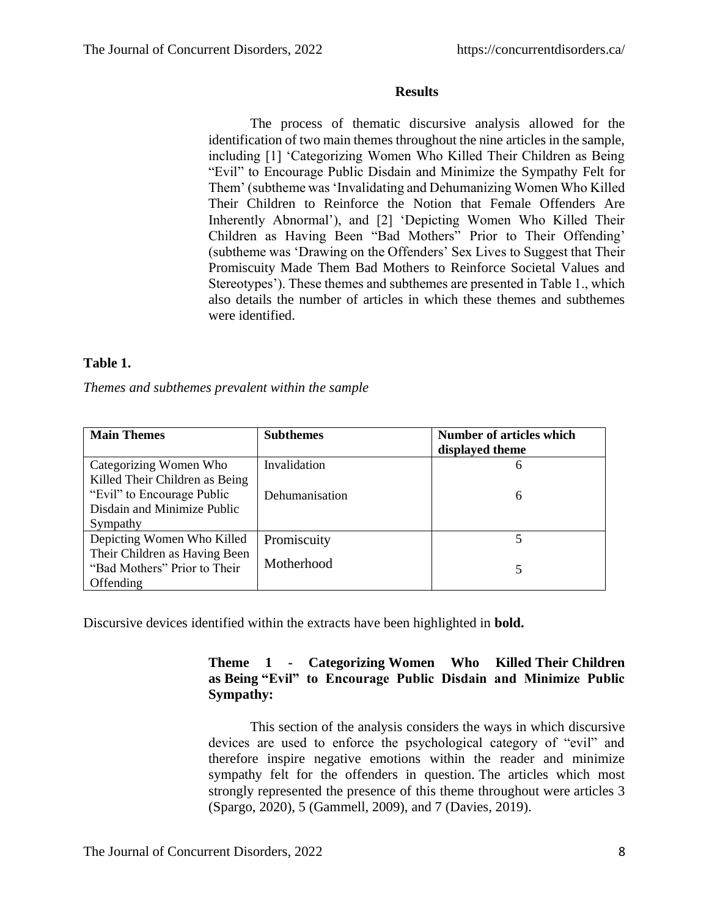## Results

The process of thematic discursive analysis allowed for the identification of two main themes throughout the nine articles in the sample, including [1] 'Categorizing Women Who Killed Their Children as Being "Evil" to Encourage Public Disdain and Minimize the Sympathy Felt for Them' (subtheme was 'Invalidating and Dehumanizing Women Who Killed Their Children to Reinforce the Notion that Female Offenders Are Inherently Abnormal'), and [2] 'Depicting Women Who Killed Their Children as Having Been "Bad Mothers" Prior to Their Offending' (subtheme was 'Drawing on the Offenders' Sex Lives to Suggest that Their Promiscuity Made Them Bad Mothers to Reinforce Societal Values and Stereotypes'). These themes and subthemes are presented in Table 1., which also details the number of articles in which these themes and subthemes were identified.

**Table 1.**

*Themes and subthemes prevalent within the sample*

| Main Themes | Subthemes | Number of articles which displayed theme |
|---|---|---|
| Categorizing Women Who Killed Their Children as Being "Evil" to Encourage Public Disdain and Minimize Public Sympathy | Invalidation | 6 |
| | Dehumanisation | 6 |
| Depicting Women Who Killed Their Children as Having Been "Bad Mothers" Prior to Their Offending | Promiscuity | 5 |
| | Motherhood | 5 |

Discursive devices identified within the extracts have been highlighted in **bold.**

### Theme 1 - Categorizing Women Who Killed Their Children as Being "Evil" to Encourage Public Disdain and Minimize Public Sympathy:

This section of the analysis considers the ways in which discursive devices are used to enforce the psychological category of "evil" and therefore inspire negative emotions within the reader and minimize sympathy felt for the offenders in question. The articles which most strongly represented the presence of this theme throughout were articles 3 (Spargo, 2020), 5 (Gammell, 2009), and 7 (Davies, 2019).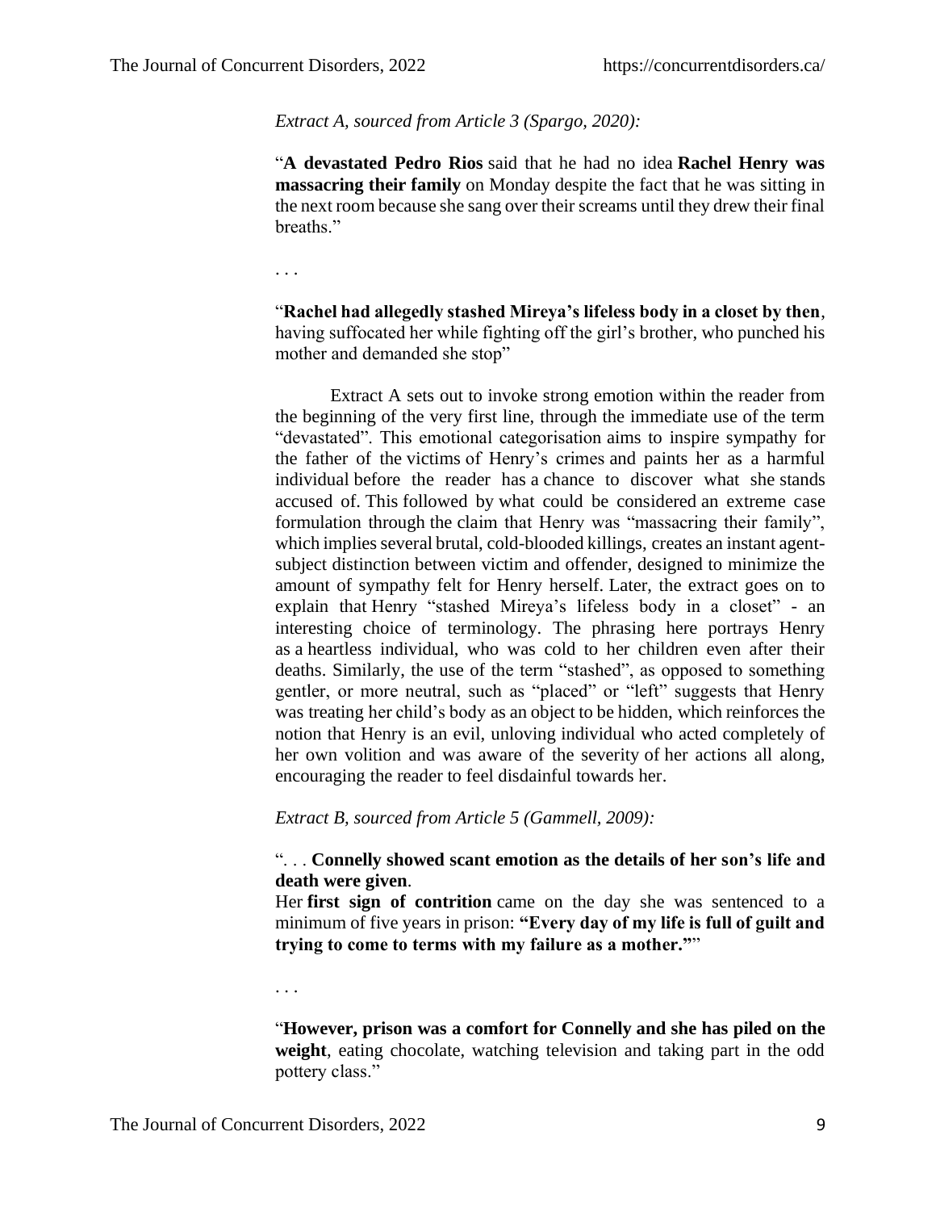*Extract A, sourced from Article 3 (Spargo, 2020):*

"**A devastated Pedro Rios** said that he had no idea **Rachel Henry was massacring their family** on Monday despite the fact that he was sitting in the next room because she sang over their screams until they drew their final breaths."

. . .

"**Rachel had allegedly stashed Mireya's lifeless body in a closet by then**, having suffocated her while fighting off the girl's brother, who punched his mother and demanded she stop"

Extract A sets out to invoke strong emotion within the reader from the beginning of the very first line, through the immediate use of the term "devastated". This emotional categorisation aims to inspire sympathy for the father of the victims of Henry's crimes and paints her as a harmful individual before the reader has a chance to discover what she stands accused of. This followed by what could be considered an extreme case formulation through the claim that Henry was "massacring their family", which implies several brutal, cold-blooded killings, creates an instant agent-subject distinction between victim and offender, designed to minimize the amount of sympathy felt for Henry herself. Later, the extract goes on to explain that Henry "stashed Mireya's lifeless body in a closet" - an interesting choice of terminology. The phrasing here portrays Henry as a heartless individual, who was cold to her children even after their deaths. Similarly, the use of the term "stashed", as opposed to something gentler, or more neutral, such as "placed" or "left" suggests that Henry was treating her child's body as an object to be hidden, which reinforces the notion that Henry is an evil, unloving individual who acted completely of her own volition and was aware of the severity of her actions all along, encouraging the reader to feel disdainful towards her.

*Extract B, sourced from Article 5 (Gammell, 2009):*

". . . **Connelly showed scant emotion as the details of her son's life and death were given**.
Her **first sign of contrition** came on the day she was sentenced to a minimum of five years in prison: **"Every day of my life is full of guilt and trying to come to terms with my failure as a mother.""**

. . .

"**However, prison was a comfort for Connelly and she has piled on the weight**, eating chocolate, watching television and taking part in the odd pottery class."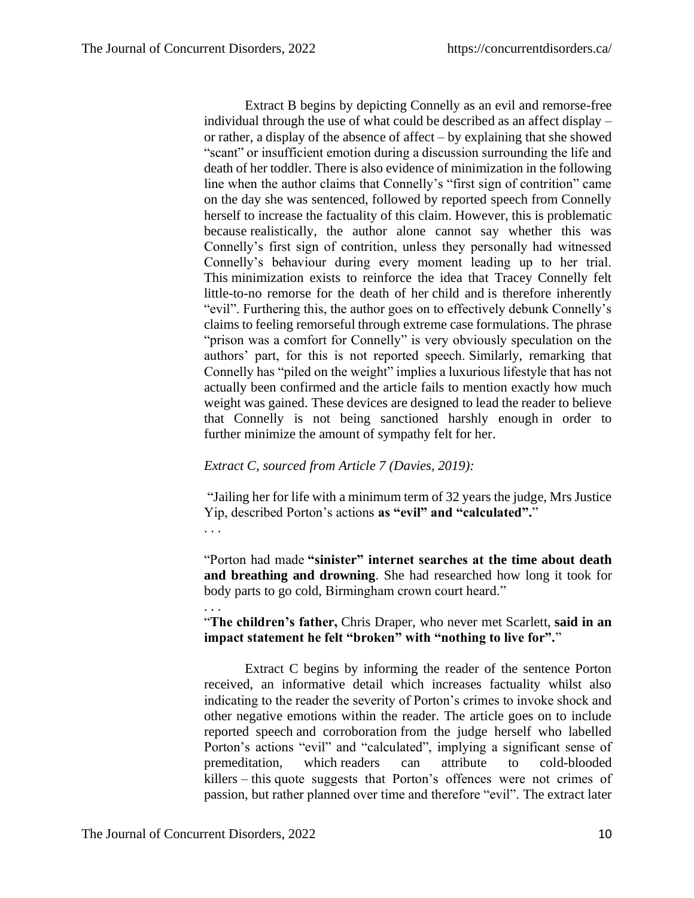Extract B begins by depicting Connelly as an evil and remorse-free individual through the use of what could be described as an affect display – or rather, a display of the absence of affect – by explaining that she showed "scant" or insufficient emotion during a discussion surrounding the life and death of her toddler. There is also evidence of minimization in the following line when the author claims that Connelly's "first sign of contrition" came on the day she was sentenced, followed by reported speech from Connelly herself to increase the factuality of this claim. However, this is problematic because realistically, the author alone cannot say whether this was Connelly's first sign of contrition, unless they personally had witnessed Connelly's behaviour during every moment leading up to her trial. This minimization exists to reinforce the idea that Tracey Connelly felt little-to-no remorse for the death of her child and is therefore inherently "evil". Furthering this, the author goes on to effectively debunk Connelly's claims to feeling remorseful through extreme case formulations. The phrase "prison was a comfort for Connelly" is very obviously speculation on the authors' part, for this is not reported speech. Similarly, remarking that Connelly has "piled on the weight" implies a luxurious lifestyle that has not actually been confirmed and the article fails to mention exactly how much weight was gained. These devices are designed to lead the reader to believe that Connelly is not being sanctioned harshly enough in order to further minimize the amount of sympathy felt for her.

*Extract C, sourced from Article 7 (Davies, 2019):*

"Jailing her for life with a minimum term of 32 years the judge, Mrs Justice Yip, described Porton's actions **as "evil" and "calculated".**"

. . .

"Porton had made **"sinister" internet searches at the time about death and breathing and drowning**. She had researched how long it took for body parts to go cold, Birmingham crown court heard."

. . .

"**The children's father,** Chris Draper, who never met Scarlett, **said in an impact statement he felt "broken" with "nothing to live for".**"

Extract C begins by informing the reader of the sentence Porton received, an informative detail which increases factuality whilst also indicating to the reader the severity of Porton's crimes to invoke shock and other negative emotions within the reader. The article goes on to include reported speech and corroboration from the judge herself who labelled Porton's actions "evil" and "calculated", implying a significant sense of premeditation, which readers can attribute to cold-blooded killers – this quote suggests that Porton's offences were not crimes of passion, but rather planned over time and therefore "evil". The extract later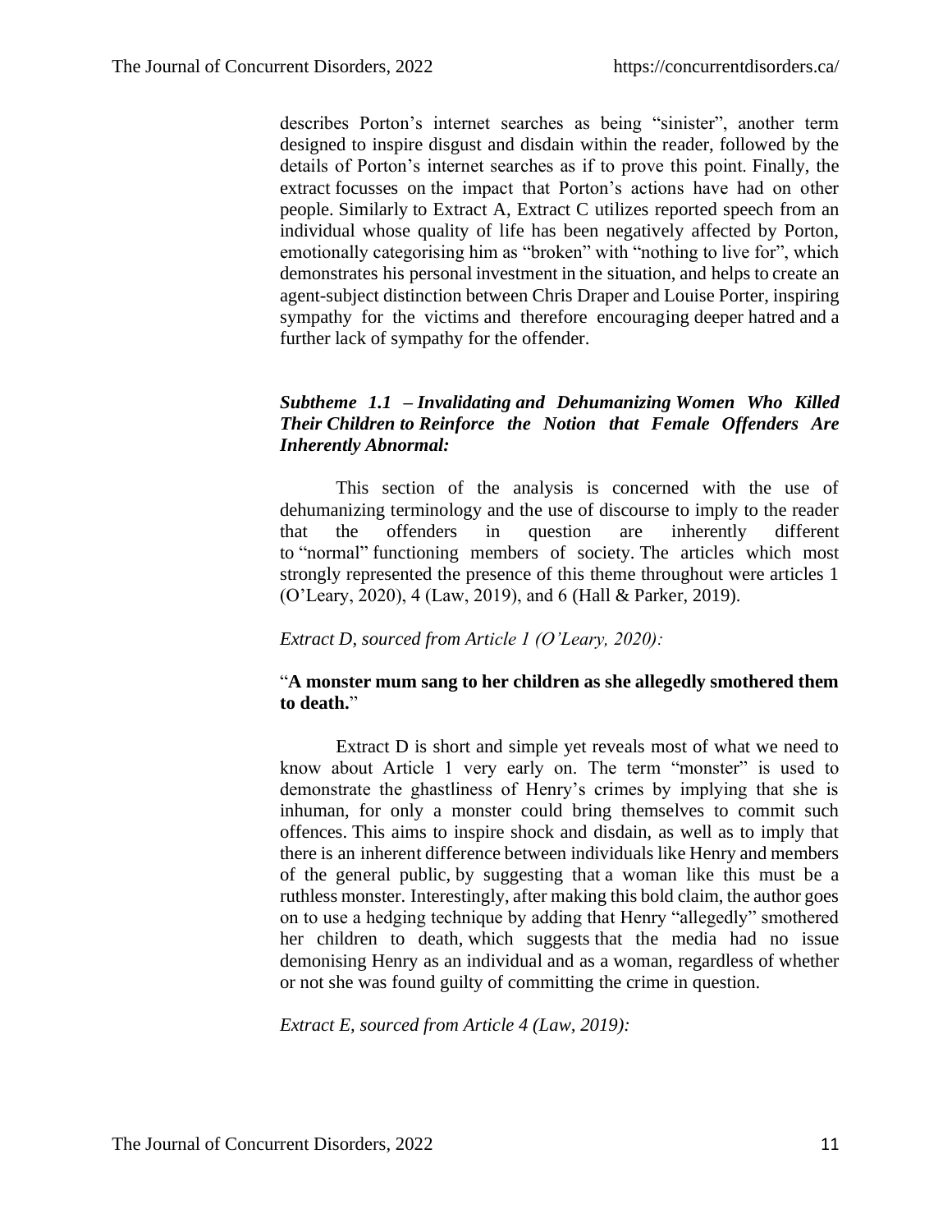describes Porton's internet searches as being "sinister", another term designed to inspire disgust and disdain within the reader, followed by the details of Porton's internet searches as if to prove this point. Finally, the extract focusses on the impact that Porton's actions have had on other people. Similarly to Extract A, Extract C utilizes reported speech from an individual whose quality of life has been negatively affected by Porton, emotionally categorising him as "broken" with "nothing to live for", which demonstrates his personal investment in the situation, and helps to create an agent-subject distinction between Chris Draper and Louise Porter, inspiring sympathy for the victims and therefore encouraging deeper hatred and a further lack of sympathy for the offender.

### *Subtheme 1.1 – Invalidating and Dehumanizing Women Who Killed Their Children to Reinforce the Notion that Female Offenders Are Inherently Abnormal:*

This section of the analysis is concerned with the use of dehumanizing terminology and the use of discourse to imply to the reader that the offenders in question are inherently different to "normal" functioning members of society. The articles which most strongly represented the presence of this theme throughout were articles 1 (O'Leary, 2020), 4 (Law, 2019), and 6 (Hall & Parker, 2019).

*Extract D, sourced from Article 1 (O'Leary, 2020):*

"**A monster mum sang to her children as she allegedly smothered them to death.**"

Extract D is short and simple yet reveals most of what we need to know about Article 1 very early on. The term "monster" is used to demonstrate the ghastliness of Henry's crimes by implying that she is inhuman, for only a monster could bring themselves to commit such offences. This aims to inspire shock and disdain, as well as to imply that there is an inherent difference between individuals like Henry and members of the general public, by suggesting that a woman like this must be a ruthless monster. Interestingly, after making this bold claim, the author goes on to use a hedging technique by adding that Henry "allegedly" smothered her children to death, which suggests that the media had no issue demonising Henry as an individual and as a woman, regardless of whether or not she was found guilty of committing the crime in question.

*Extract E, sourced from Article 4 (Law, 2019):*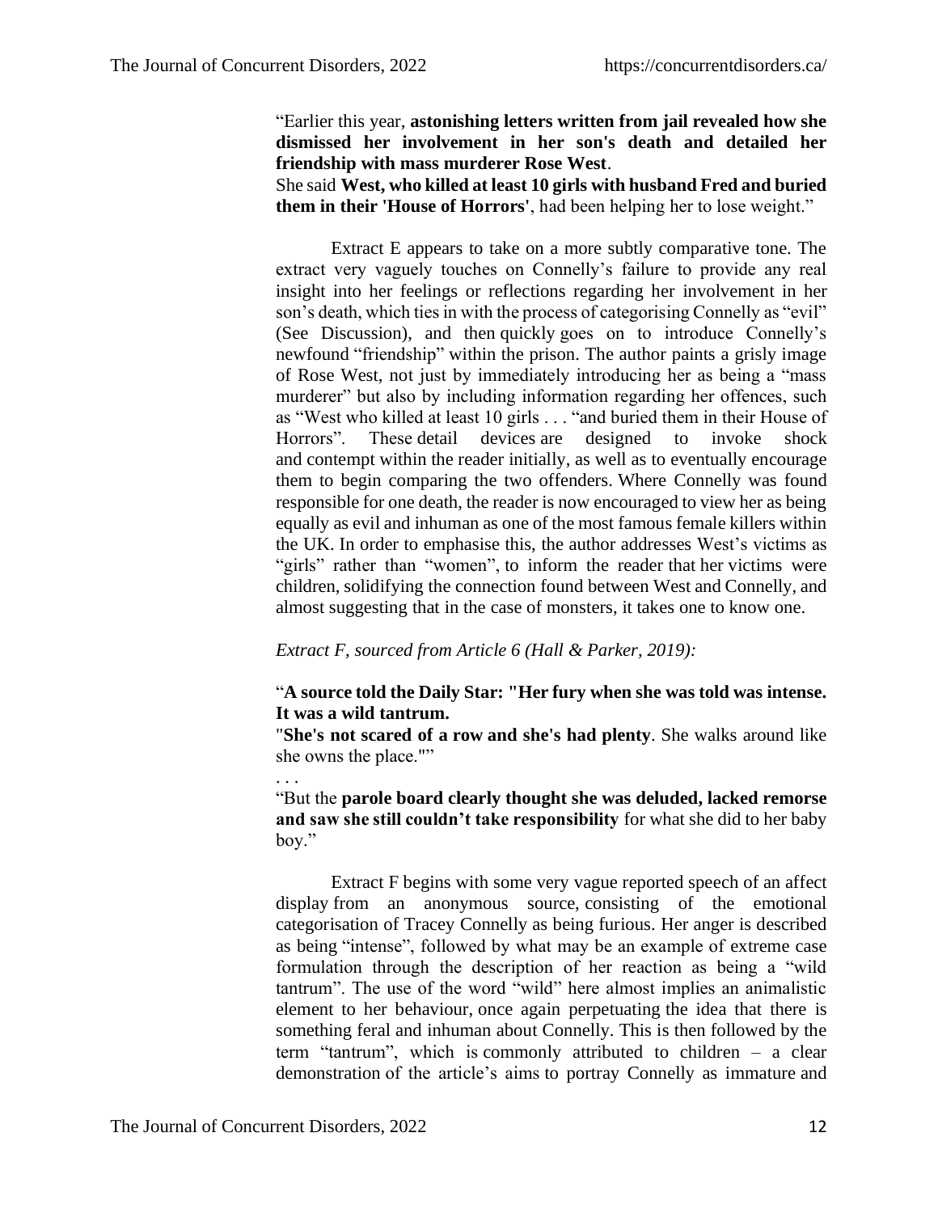"Earlier this year, **astonishing letters written from jail revealed how she dismissed her involvement in her son's death and detailed her friendship with mass murderer Rose West**.
She said **West, who killed at least 10 girls with husband Fred and buried them in their 'House of Horrors'**, had been helping her to lose weight."

Extract E appears to take on a more subtly comparative tone. The extract very vaguely touches on Connelly's failure to provide any real insight into her feelings or reflections regarding her involvement in her son's death, which ties in with the process of categorising Connelly as "evil" (See Discussion), and then quickly goes on to introduce Connelly's newfound "friendship" within the prison. The author paints a grisly image of Rose West, not just by immediately introducing her as being a "mass murderer" but also by including information regarding her offences, such as "West who killed at least 10 girls . . . "and buried them in their House of Horrors". These detail devices are designed to invoke shock and contempt within the reader initially, as well as to eventually encourage them to begin comparing the two offenders. Where Connelly was found responsible for one death, the reader is now encouraged to view her as being equally as evil and inhuman as one of the most famous female killers within the UK. In order to emphasise this, the author addresses West's victims as "girls" rather than "women", to inform the reader that her victims were children, solidifying the connection found between West and Connelly, and almost suggesting that in the case of monsters, it takes one to know one.

*Extract F, sourced from Article 6 (Hall & Parker, 2019):*

"**A source told the Daily Star: "Her fury when she was told was intense. It was a wild tantrum.**
"**She's not scared of a row and she's had plenty**. She walks around like she owns the place.""

. . .

"But the **parole board clearly thought she was deluded, lacked remorse and saw she still couldn't take responsibility** for what she did to her baby boy."

Extract F begins with some very vague reported speech of an affect display from an anonymous source, consisting of the emotional categorisation of Tracey Connelly as being furious. Her anger is described as being "intense", followed by what may be an example of extreme case formulation through the description of her reaction as being a "wild tantrum". The use of the word "wild" here almost implies an animalistic element to her behaviour, once again perpetuating the idea that there is something feral and inhuman about Connelly. This is then followed by the term "tantrum", which is commonly attributed to children – a clear demonstration of the article's aims to portray Connelly as immature and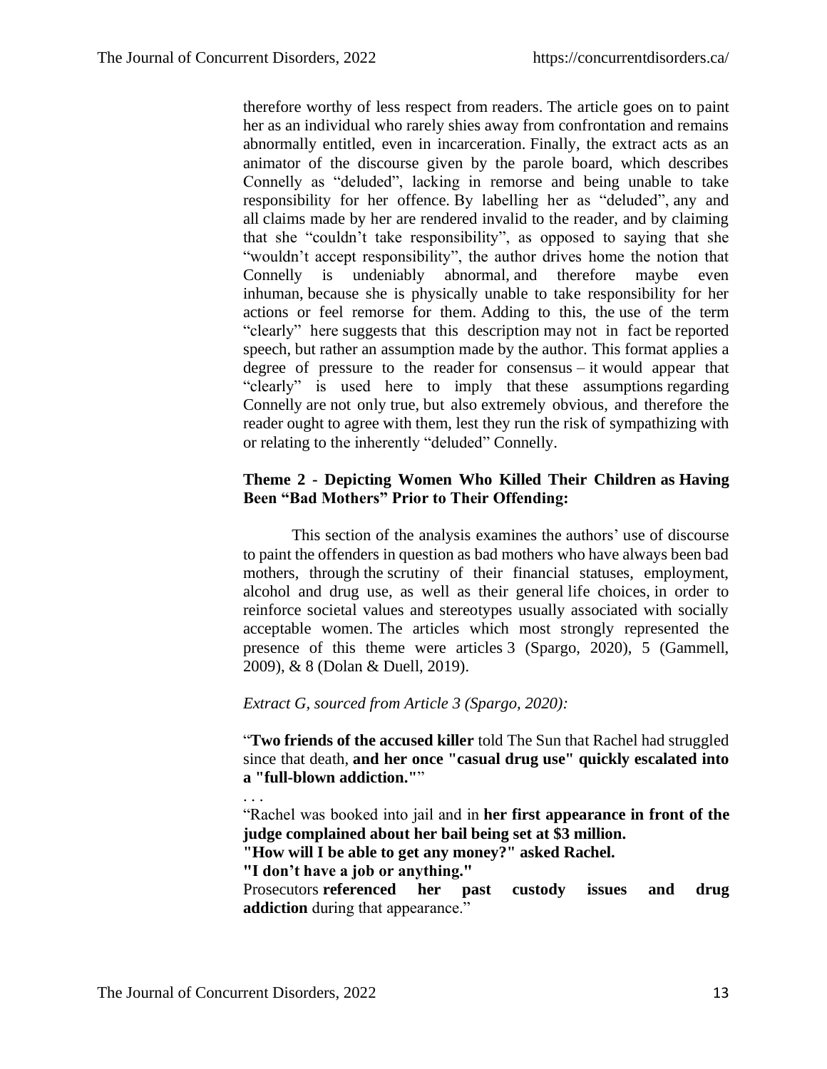therefore worthy of less respect from readers. The article goes on to paint her as an individual who rarely shies away from confrontation and remains abnormally entitled, even in incarceration. Finally, the extract acts as an animator of the discourse given by the parole board, which describes Connelly as "deluded", lacking in remorse and being unable to take responsibility for her offence. By labelling her as "deluded", any and all claims made by her are rendered invalid to the reader, and by claiming that she "couldn't take responsibility", as opposed to saying that she "wouldn't accept responsibility", the author drives home the notion that Connelly is undeniably abnormal, and therefore maybe even inhuman, because she is physically unable to take responsibility for her actions or feel remorse for them. Adding to this, the use of the term "clearly" here suggests that this description may not in fact be reported speech, but rather an assumption made by the author. This format applies a degree of pressure to the reader for consensus – it would appear that "clearly" is used here to imply that these assumptions regarding Connelly are not only true, but also extremely obvious, and therefore the reader ought to agree with them, lest they run the risk of sympathizing with or relating to the inherently "deluded" Connelly.

### Theme 2 - Depicting Women Who Killed Their Children as Having Been "Bad Mothers" Prior to Their Offending:

This section of the analysis examines the authors' use of discourse to paint the offenders in question as bad mothers who have always been bad mothers, through the scrutiny of their financial statuses, employment, alcohol and drug use, as well as their general life choices, in order to reinforce societal values and stereotypes usually associated with socially acceptable women. The articles which most strongly represented the presence of this theme were articles 3 (Spargo, 2020), 5 (Gammell, 2009), & 8 (Dolan & Duell, 2019).

*Extract G, sourced from Article 3 (Spargo, 2020):*

"**Two friends of the accused killer** told The Sun that Rachel had struggled since that death, **and her once "casual drug use" quickly escalated into a "full-blown addiction."**"

. . .

"Rachel was booked into jail and in **her first appearance in front of the judge complained about her bail being set at $3 million.**
**"How will I be able to get any money?" asked Rachel.**
**"I don't have a job or anything."**
Prosecutors **referenced her past custody issues and drug addiction** during that appearance."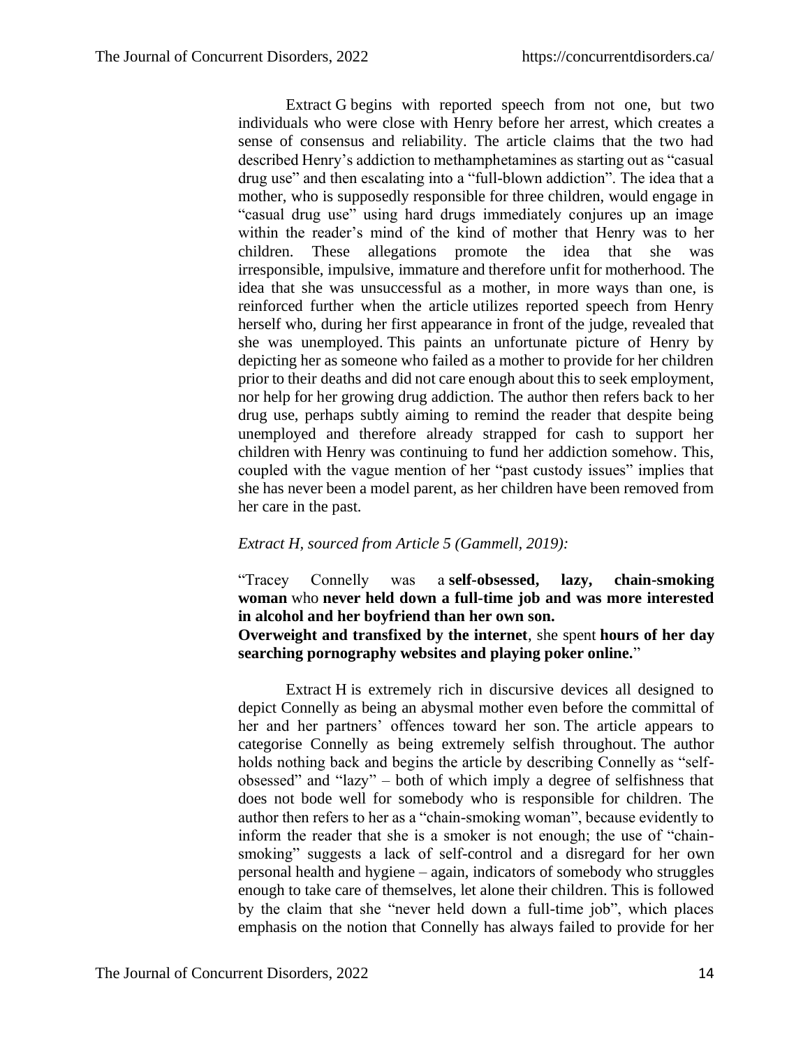Extract G begins with reported speech from not one, but two individuals who were close with Henry before her arrest, which creates a sense of consensus and reliability. The article claims that the two had described Henry's addiction to methamphetamines as starting out as "casual drug use" and then escalating into a "full-blown addiction". The idea that a mother, who is supposedly responsible for three children, would engage in "casual drug use" using hard drugs immediately conjures up an image within the reader's mind of the kind of mother that Henry was to her children. These allegations promote the idea that she was irresponsible, impulsive, immature and therefore unfit for motherhood. The idea that she was unsuccessful as a mother, in more ways than one, is reinforced further when the article utilizes reported speech from Henry herself who, during her first appearance in front of the judge, revealed that she was unemployed. This paints an unfortunate picture of Henry by depicting her as someone who failed as a mother to provide for her children prior to their deaths and did not care enough about this to seek employment, nor help for her growing drug addiction. The author then refers back to her drug use, perhaps subtly aiming to remind the reader that despite being unemployed and therefore already strapped for cash to support her children with Henry was continuing to fund her addiction somehow. This, coupled with the vague mention of her "past custody issues" implies that she has never been a model parent, as her children have been removed from her care in the past.

*Extract H, sourced from Article 5 (Gammell, 2019):*

"Tracey Connelly was a **self-obsessed, lazy, chain-smoking woman** who **never held down a full-time job and was more interested in alcohol and her boyfriend than her own son.**
**Overweight and transfixed by the internet**, she spent **hours of her day searching pornography websites and playing poker online.**"

Extract H is extremely rich in discursive devices all designed to depict Connelly as being an abysmal mother even before the committal of her and her partners' offences toward her son. The article appears to categorise Connelly as being extremely selfish throughout. The author holds nothing back and begins the article by describing Connelly as "self-obsessed" and "lazy" – both of which imply a degree of selfishness that does not bode well for somebody who is responsible for children. The author then refers to her as a "chain-smoking woman", because evidently to inform the reader that she is a smoker is not enough; the use of "chain-smoking" suggests a lack of self-control and a disregard for her own personal health and hygiene – again, indicators of somebody who struggles enough to take care of themselves, let alone their children. This is followed by the claim that she "never held down a full-time job", which places emphasis on the notion that Connelly has always failed to provide for her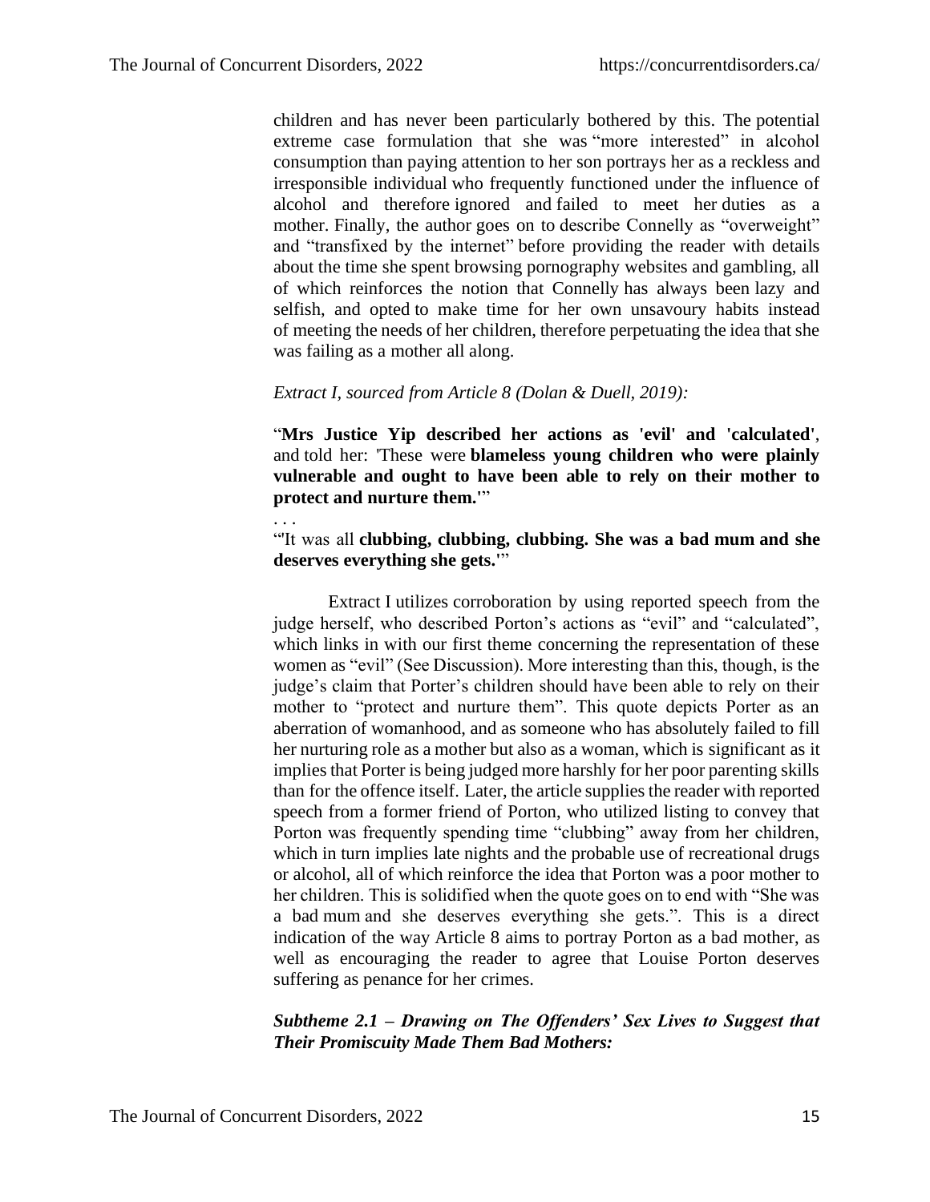children and has never been particularly bothered by this. The potential extreme case formulation that she was "more interested" in alcohol consumption than paying attention to her son portrays her as a reckless and irresponsible individual who frequently functioned under the influence of alcohol and therefore ignored and failed to meet her duties as a mother. Finally, the author goes on to describe Connelly as "overweight" and "transfixed by the internet" before providing the reader with details about the time she spent browsing pornography websites and gambling, all of which reinforces the notion that Connelly has always been lazy and selfish, and opted to make time for her own unsavoury habits instead of meeting the needs of her children, therefore perpetuating the idea that she was failing as a mother all along.

*Extract I, sourced from Article 8 (Dolan & Duell, 2019):*

"**Mrs Justice Yip described her actions as 'evil' and 'calculated'**, and told her: 'These were **blameless young children who were plainly vulnerable and ought to have been able to rely on their mother to protect and nurture them.'**"

. . .

"'It was all **clubbing, clubbing, clubbing. She was a bad mum and she deserves everything she gets.'**"

Extract I utilizes corroboration by using reported speech from the judge herself, who described Porton's actions as "evil" and "calculated", which links in with our first theme concerning the representation of these women as "evil" (See Discussion). More interesting than this, though, is the judge's claim that Porter's children should have been able to rely on their mother to "protect and nurture them". This quote depicts Porter as an aberration of womanhood, and as someone who has absolutely failed to fill her nurturing role as a mother but also as a woman, which is significant as it implies that Porter is being judged more harshly for her poor parenting skills than for the offence itself. Later, the article supplies the reader with reported speech from a former friend of Porton, who utilized listing to convey that Porton was frequently spending time "clubbing" away from her children, which in turn implies late nights and the probable use of recreational drugs or alcohol, all of which reinforce the idea that Porton was a poor mother to her children. This is solidified when the quote goes on to end with "She was a bad mum and she deserves everything she gets.". This is a direct indication of the way Article 8 aims to portray Porton as a bad mother, as well as encouraging the reader to agree that Louise Porton deserves suffering as penance for her crimes.

***Subtheme 2.1 – Drawing on The Offenders' Sex Lives to Suggest that Their Promiscuity Made Them Bad Mothers:***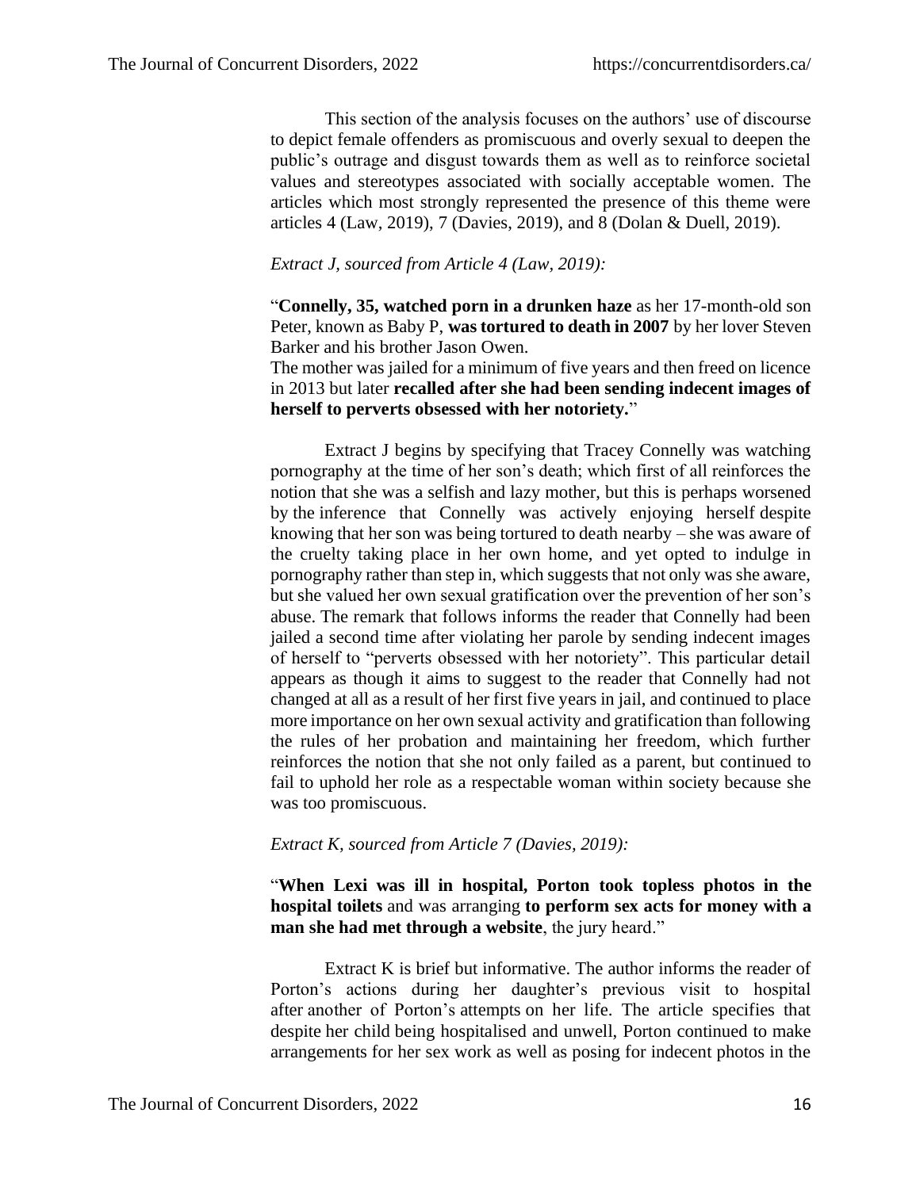This section of the analysis focuses on the authors' use of discourse to depict female offenders as promiscuous and overly sexual to deepen the public's outrage and disgust towards them as well as to reinforce societal values and stereotypes associated with socially acceptable women. The articles which most strongly represented the presence of this theme were articles 4 (Law, 2019), 7 (Davies, 2019), and 8 (Dolan & Duell, 2019).

*Extract J, sourced from Article 4 (Law, 2019):*

"**Connelly, 35, watched porn in a drunken haze** as her 17-month-old son Peter, known as Baby P, **was tortured to death in 2007** by her lover Steven Barker and his brother Jason Owen.
The mother was jailed for a minimum of five years and then freed on licence in 2013 but later **recalled after she had been sending indecent images of herself to perverts obsessed with her notoriety.**"

Extract J begins by specifying that Tracey Connelly was watching pornography at the time of her son's death; which first of all reinforces the notion that she was a selfish and lazy mother, but this is perhaps worsened by the inference that Connelly was actively enjoying herself despite knowing that her son was being tortured to death nearby – she was aware of the cruelty taking place in her own home, and yet opted to indulge in pornography rather than step in, which suggests that not only was she aware, but she valued her own sexual gratification over the prevention of her son's abuse. The remark that follows informs the reader that Connelly had been jailed a second time after violating her parole by sending indecent images of herself to "perverts obsessed with her notoriety". This particular detail appears as though it aims to suggest to the reader that Connelly had not changed at all as a result of her first five years in jail, and continued to place more importance on her own sexual activity and gratification than following the rules of her probation and maintaining her freedom, which further reinforces the notion that she not only failed as a parent, but continued to fail to uphold her role as a respectable woman within society because she was too promiscuous.

*Extract K, sourced from Article 7 (Davies, 2019):*

"**When Lexi was ill in hospital, Porton took topless photos in the hospital toilets** and was arranging **to perform sex acts for money with a man she had met through a website**, the jury heard."

Extract K is brief but informative. The author informs the reader of Porton's actions during her daughter's previous visit to hospital after another of Porton's attempts on her life. The article specifies that despite her child being hospitalised and unwell, Porton continued to make arrangements for her sex work as well as posing for indecent photos in the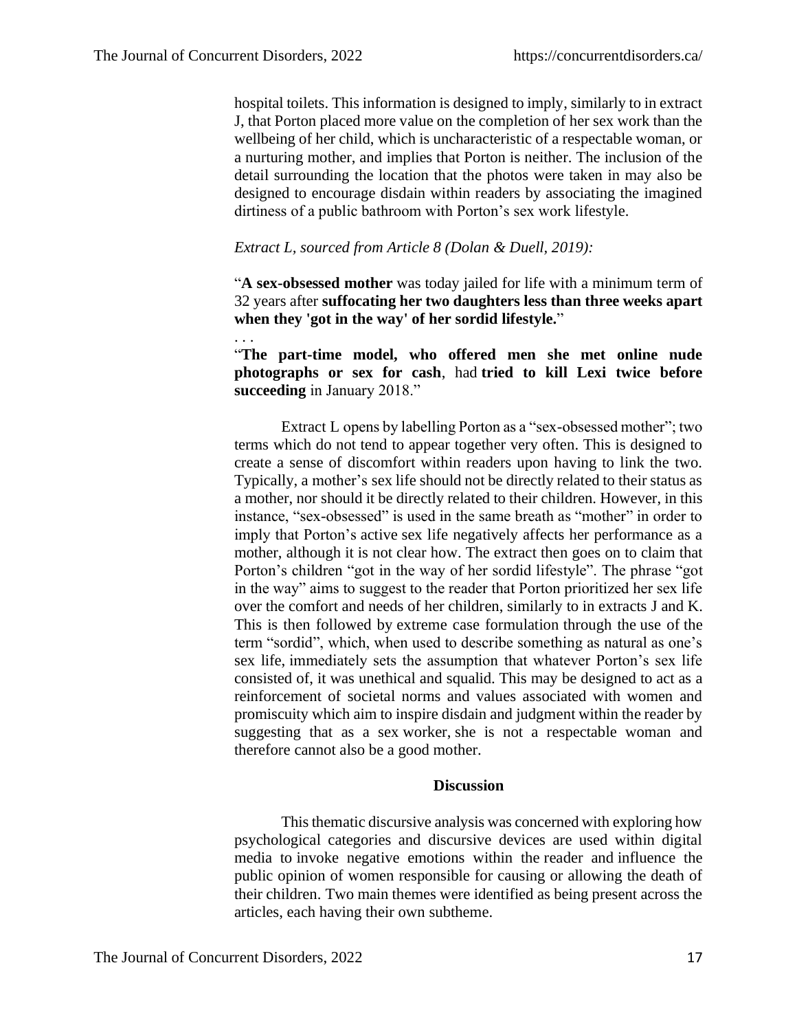hospital toilets. This information is designed to imply, similarly to in extract J, that Porton placed more value on the completion of her sex work than the wellbeing of her child, which is uncharacteristic of a respectable woman, or a nurturing mother, and implies that Porton is neither. The inclusion of the detail surrounding the location that the photos were taken in may also be designed to encourage disdain within readers by associating the imagined dirtiness of a public bathroom with Porton's sex work lifestyle.

*Extract L, sourced from Article 8 (Dolan & Duell, 2019):*

"**A sex-obsessed mother** was today jailed for life with a minimum term of 32 years after **suffocating her two daughters less than three weeks apart when they 'got in the way' of her sordid lifestyle.**"

. . .

"**The part-time model, who offered men she met online nude photographs or sex for cash**, had **tried to kill Lexi twice before succeeding** in January 2018."

Extract L opens by labelling Porton as a "sex-obsessed mother"; two terms which do not tend to appear together very often. This is designed to create a sense of discomfort within readers upon having to link the two. Typically, a mother's sex life should not be directly related to their status as a mother, nor should it be directly related to their children. However, in this instance, "sex-obsessed" is used in the same breath as "mother" in order to imply that Porton's active sex life negatively affects her performance as a mother, although it is not clear how. The extract then goes on to claim that Porton's children "got in the way of her sordid lifestyle". The phrase "got in the way" aims to suggest to the reader that Porton prioritized her sex life over the comfort and needs of her children, similarly to in extracts J and K. This is then followed by extreme case formulation through the use of the term "sordid", which, when used to describe something as natural as one's sex life, immediately sets the assumption that whatever Porton's sex life consisted of, it was unethical and squalid. This may be designed to act as a reinforcement of societal norms and values associated with women and promiscuity which aim to inspire disdain and judgment within the reader by suggesting that as a sex worker, she is not a respectable woman and therefore cannot also be a good mother.

## Discussion

This thematic discursive analysis was concerned with exploring how psychological categories and discursive devices are used within digital media to invoke negative emotions within the reader and influence the public opinion of women responsible for causing or allowing the death of their children. Two main themes were identified as being present across the articles, each having their own subtheme.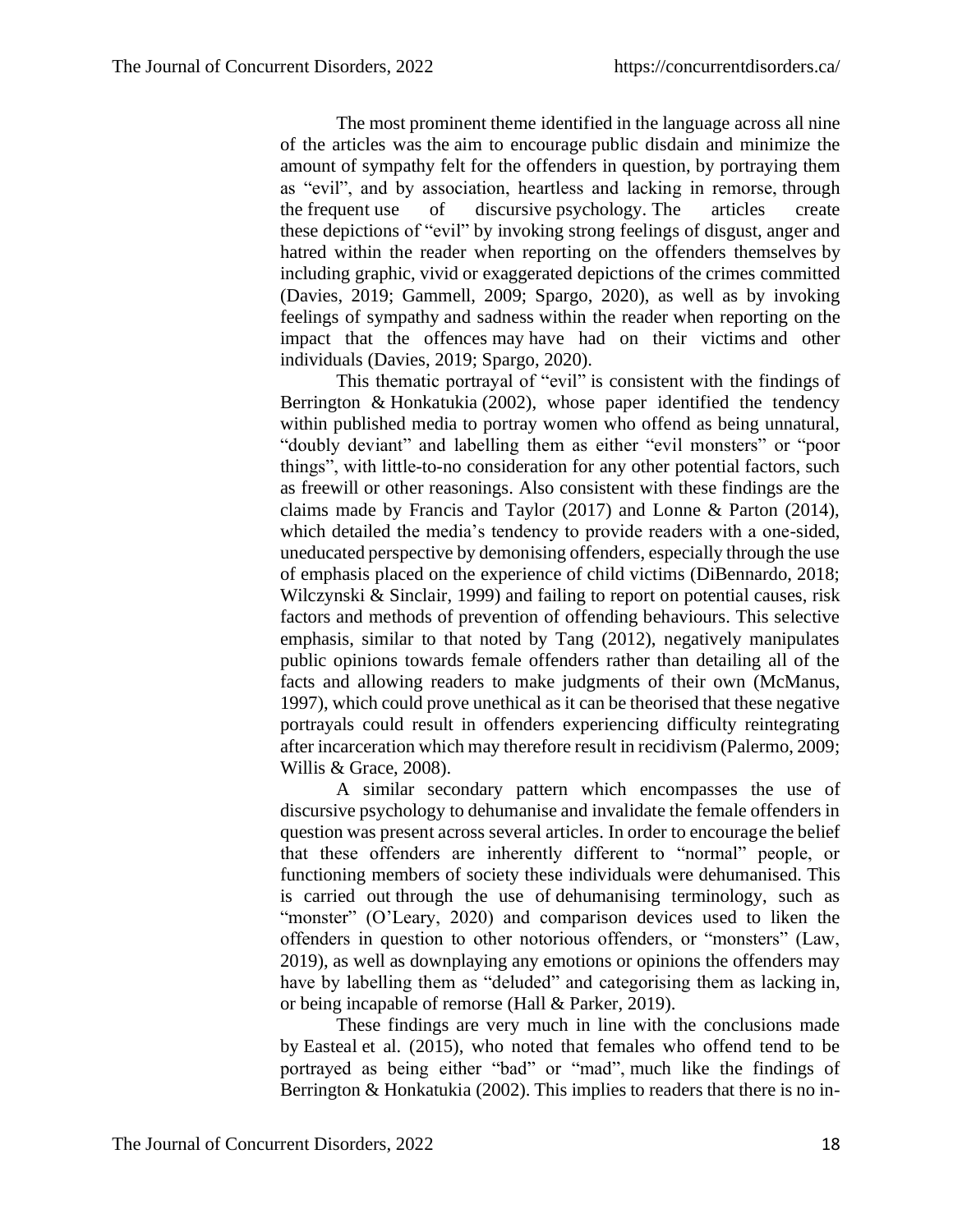The most prominent theme identified in the language across all nine of the articles was the aim to encourage public disdain and minimize the amount of sympathy felt for the offenders in question, by portraying them as "evil", and by association, heartless and lacking in remorse, through the frequent use of discursive psychology. The articles create these depictions of "evil" by invoking strong feelings of disgust, anger and hatred within the reader when reporting on the offenders themselves by including graphic, vivid or exaggerated depictions of the crimes committed (Davies, 2019; Gammell, 2009; Spargo, 2020), as well as by invoking feelings of sympathy and sadness within the reader when reporting on the impact that the offences may have had on their victims and other individuals (Davies, 2019; Spargo, 2020).

This thematic portrayal of "evil" is consistent with the findings of Berrington & Honkatukia (2002), whose paper identified the tendency within published media to portray women who offend as being unnatural, "doubly deviant" and labelling them as either "evil monsters" or "poor things", with little-to-no consideration for any other potential factors, such as freewill or other reasonings. Also consistent with these findings are the claims made by Francis and Taylor (2017) and Lonne & Parton (2014), which detailed the media's tendency to provide readers with a one-sided, uneducated perspective by demonising offenders, especially through the use of emphasis placed on the experience of child victims (DiBennardo, 2018; Wilczynski & Sinclair, 1999) and failing to report on potential causes, risk factors and methods of prevention of offending behaviours. This selective emphasis, similar to that noted by Tang (2012), negatively manipulates public opinions towards female offenders rather than detailing all of the facts and allowing readers to make judgments of their own (McManus, 1997), which could prove unethical as it can be theorised that these negative portrayals could result in offenders experiencing difficulty reintegrating after incarceration which may therefore result in recidivism (Palermo, 2009; Willis & Grace, 2008).

A similar secondary pattern which encompasses the use of discursive psychology to dehumanise and invalidate the female offenders in question was present across several articles. In order to encourage the belief that these offenders are inherently different to "normal" people, or functioning members of society these individuals were dehumanised. This is carried out through the use of dehumanising terminology, such as "monster" (O'Leary, 2020) and comparison devices used to liken the offenders in question to other notorious offenders, or "monsters" (Law, 2019), as well as downplaying any emotions or opinions the offenders may have by labelling them as "deluded" and categorising them as lacking in, or being incapable of remorse (Hall & Parker, 2019).

These findings are very much in line with the conclusions made by Easteal et al. (2015), who noted that females who offend tend to be portrayed as being either "bad" or "mad", much like the findings of Berrington & Honkatukia (2002). This implies to readers that there is no in-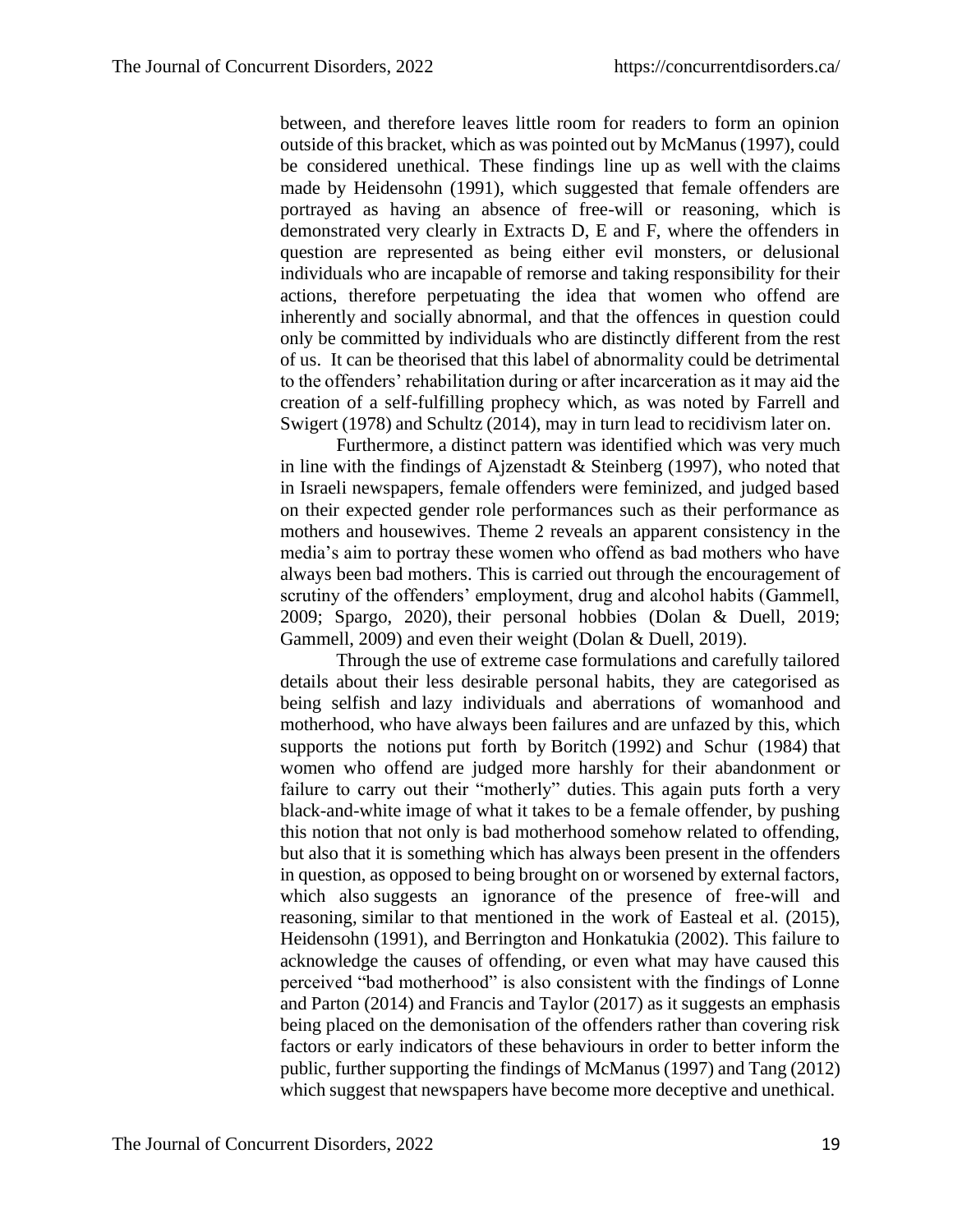between, and therefore leaves little room for readers to form an opinion outside of this bracket, which as was pointed out by McManus (1997), could be considered unethical. These findings line up as well with the claims made by Heidensohn (1991), which suggested that female offenders are portrayed as having an absence of free-will or reasoning, which is demonstrated very clearly in Extracts D, E and F, where the offenders in question are represented as being either evil monsters, or delusional individuals who are incapable of remorse and taking responsibility for their actions, therefore perpetuating the idea that women who offend are inherently and socially abnormal, and that the offences in question could only be committed by individuals who are distinctly different from the rest of us. It can be theorised that this label of abnormality could be detrimental to the offenders' rehabilitation during or after incarceration as it may aid the creation of a self-fulfilling prophecy which, as was noted by Farrell and Swigert (1978) and Schultz (2014), may in turn lead to recidivism later on.

Furthermore, a distinct pattern was identified which was very much in line with the findings of Ajzenstadt & Steinberg (1997), who noted that in Israeli newspapers, female offenders were feminized, and judged based on their expected gender role performances such as their performance as mothers and housewives. Theme 2 reveals an apparent consistency in the media's aim to portray these women who offend as bad mothers who have always been bad mothers. This is carried out through the encouragement of scrutiny of the offenders' employment, drug and alcohol habits (Gammell, 2009; Spargo, 2020), their personal hobbies (Dolan & Duell, 2019; Gammell, 2009) and even their weight (Dolan & Duell, 2019).

Through the use of extreme case formulations and carefully tailored details about their less desirable personal habits, they are categorised as being selfish and lazy individuals and aberrations of womanhood and motherhood, who have always been failures and are unfazed by this, which supports the notions put forth by Boritch (1992) and Schur (1984) that women who offend are judged more harshly for their abandonment or failure to carry out their "motherly" duties. This again puts forth a very black-and-white image of what it takes to be a female offender, by pushing this notion that not only is bad motherhood somehow related to offending, but also that it is something which has always been present in the offenders in question, as opposed to being brought on or worsened by external factors, which also suggests an ignorance of the presence of free-will and reasoning, similar to that mentioned in the work of Easteal et al. (2015), Heidensohn (1991), and Berrington and Honkatukia (2002). This failure to acknowledge the causes of offending, or even what may have caused this perceived "bad motherhood" is also consistent with the findings of Lonne and Parton (2014) and Francis and Taylor (2017) as it suggests an emphasis being placed on the demonisation of the offenders rather than covering risk factors or early indicators of these behaviours in order to better inform the public, further supporting the findings of McManus (1997) and Tang (2012) which suggest that newspapers have become more deceptive and unethical.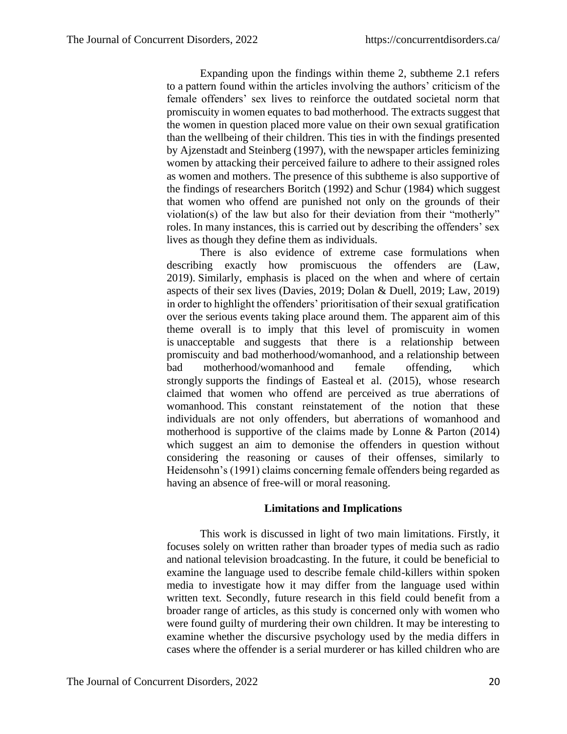Expanding upon the findings within theme 2, subtheme 2.1 refers to a pattern found within the articles involving the authors' criticism of the female offenders' sex lives to reinforce the outdated societal norm that promiscuity in women equates to bad motherhood. The extracts suggest that the women in question placed more value on their own sexual gratification than the wellbeing of their children. This ties in with the findings presented by Ajzenstadt and Steinberg (1997), with the newspaper articles feminizing women by attacking their perceived failure to adhere to their assigned roles as women and mothers. The presence of this subtheme is also supportive of the findings of researchers Boritch (1992) and Schur (1984) which suggest that women who offend are punished not only on the grounds of their violation(s) of the law but also for their deviation from their "motherly" roles. In many instances, this is carried out by describing the offenders' sex lives as though they define them as individuals.

There is also evidence of extreme case formulations when describing exactly how promiscuous the offenders are (Law, 2019). Similarly, emphasis is placed on the when and where of certain aspects of their sex lives (Davies, 2019; Dolan & Duell, 2019; Law, 2019) in order to highlight the offenders' prioritisation of their sexual gratification over the serious events taking place around them. The apparent aim of this theme overall is to imply that this level of promiscuity in women is unacceptable and suggests that there is a relationship between promiscuity and bad motherhood/womanhood, and a relationship between bad motherhood/womanhood and female offending, which strongly supports the findings of Easteal et al. (2015), whose research claimed that women who offend are perceived as true aberrations of womanhood. This constant reinstatement of the notion that these individuals are not only offenders, but aberrations of womanhood and motherhood is supportive of the claims made by Lonne & Parton (2014) which suggest an aim to demonise the offenders in question without considering the reasoning or causes of their offenses, similarly to Heidensohn's (1991) claims concerning female offenders being regarded as having an absence of free-will or moral reasoning.

## Limitations and Implications

This work is discussed in light of two main limitations. Firstly, it focuses solely on written rather than broader types of media such as radio and national television broadcasting. In the future, it could be beneficial to examine the language used to describe female child-killers within spoken media to investigate how it may differ from the language used within written text. Secondly, future research in this field could benefit from a broader range of articles, as this study is concerned only with women who were found guilty of murdering their own children. It may be interesting to examine whether the discursive psychology used by the media differs in cases where the offender is a serial murderer or has killed children who are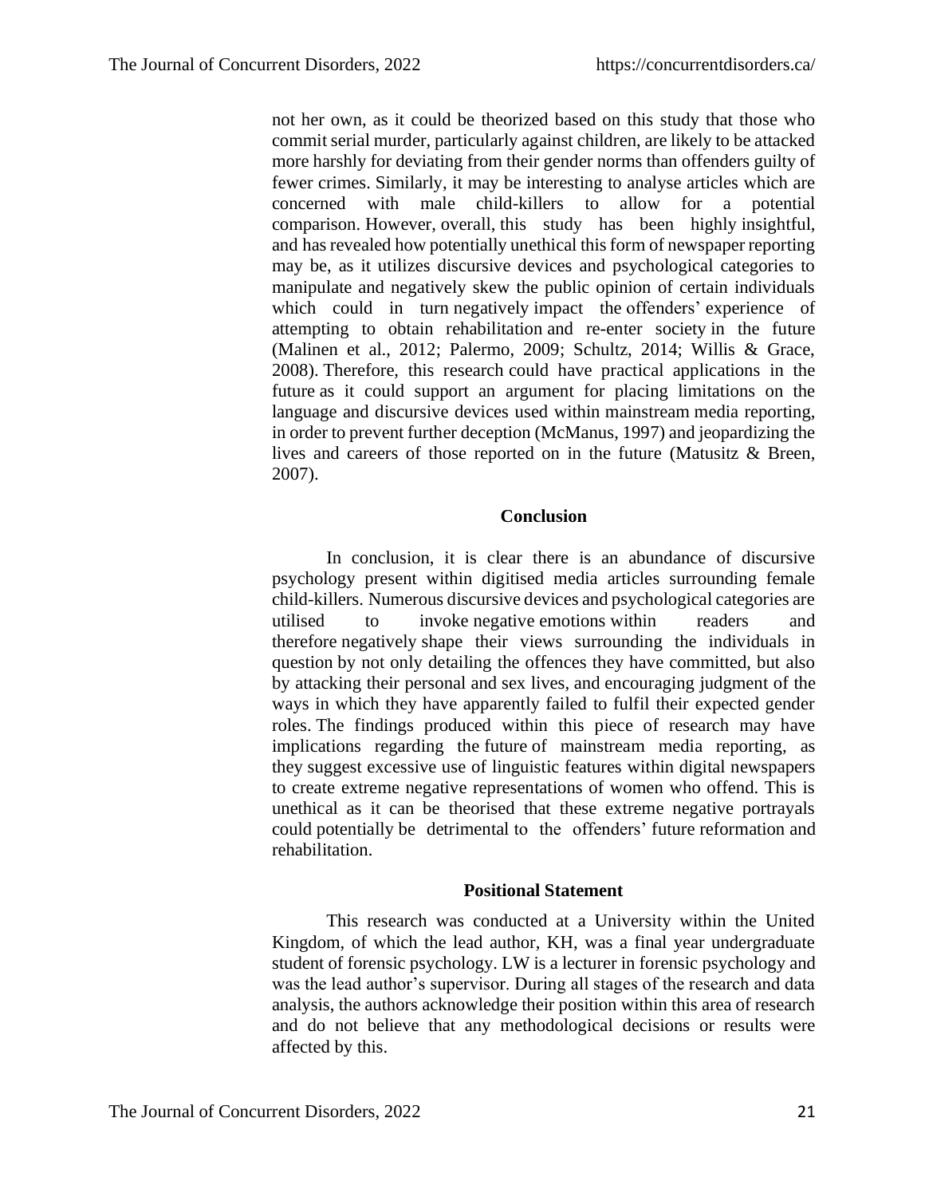not her own, as it could be theorized based on this study that those who commit serial murder, particularly against children, are likely to be attacked more harshly for deviating from their gender norms than offenders guilty of fewer crimes. Similarly, it may be interesting to analyse articles which are concerned with male child-killers to allow for a potential comparison. However, overall, this study has been highly insightful, and has revealed how potentially unethical this form of newspaper reporting may be, as it utilizes discursive devices and psychological categories to manipulate and negatively skew the public opinion of certain individuals which could in turn negatively impact the offenders' experience of attempting to obtain rehabilitation and re-enter society in the future (Malinen et al., 2012; Palermo, 2009; Schultz, 2014; Willis & Grace, 2008). Therefore, this research could have practical applications in the future as it could support an argument for placing limitations on the language and discursive devices used within mainstream media reporting, in order to prevent further deception (McManus, 1997) and jeopardizing the lives and careers of those reported on in the future (Matusitz & Breen, 2007).

## Conclusion

In conclusion, it is clear there is an abundance of discursive psychology present within digitised media articles surrounding female child-killers. Numerous discursive devices and psychological categories are utilised to invoke negative emotions within readers and therefore negatively shape their views surrounding the individuals in question by not only detailing the offences they have committed, but also by attacking their personal and sex lives, and encouraging judgment of the ways in which they have apparently failed to fulfil their expected gender roles. The findings produced within this piece of research may have implications regarding the future of mainstream media reporting, as they suggest excessive use of linguistic features within digital newspapers to create extreme negative representations of women who offend. This is unethical as it can be theorised that these extreme negative portrayals could potentially be detrimental to the offenders' future reformation and rehabilitation.

## Positional Statement

This research was conducted at a University within the United Kingdom, of which the lead author, KH, was a final year undergraduate student of forensic psychology. LW is a lecturer in forensic psychology and was the lead author's supervisor. During all stages of the research and data analysis, the authors acknowledge their position within this area of research and do not believe that any methodological decisions or results were affected by this.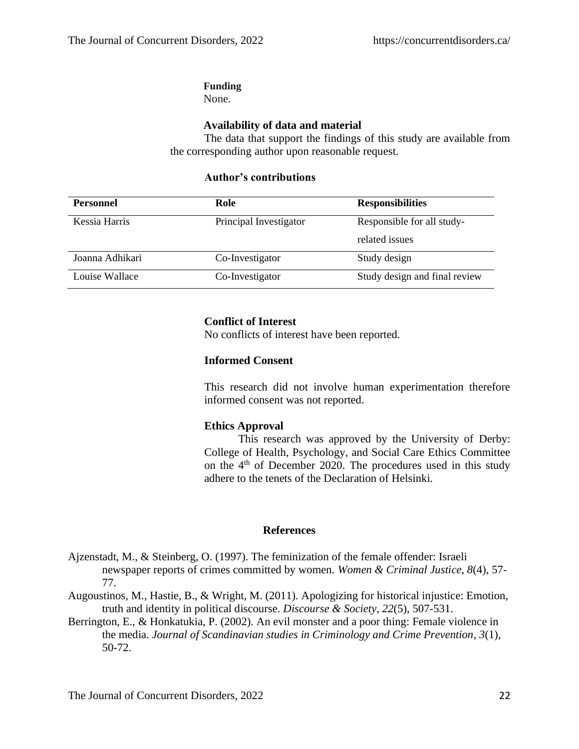**Funding**

None.

**Availability of data and material**

The data that support the findings of this study are available from the corresponding author upon reasonable request.

**Author's contributions**

| Personnel | Role | Responsibilities |
|---|---|---|
| Kessia Harris | Principal Investigator | Responsible for all study-related issues |
| Joanna Adhikari | Co-Investigator | Study design |
| Louise Wallace | Co-Investigator | Study design and final review |

**Conflict of Interest**

No conflicts of interest have been reported.

**Informed Consent**

This research did not involve human experimentation therefore informed consent was not reported.

**Ethics Approval**

This research was approved by the University of Derby: College of Health, Psychology, and Social Care Ethics Committee on the 4th of December 2020. The procedures used in this study adhere to the tenets of the Declaration of Helsinki.

## References

Ajzenstadt, M., & Steinberg, O. (1997). The feminization of the female offender: Israeli newspaper reports of crimes committed by women. *Women & Criminal Justice*, *8*(4), 57-77.

Augoustinos, M., Hastie, B., & Wright, M. (2011). Apologizing for historical injustice: Emotion, truth and identity in political discourse. *Discourse & Society*, *22*(5), 507-531.

Berrington, E., & Honkatukia, P. (2002). An evil monster and a poor thing: Female violence in the media. *Journal of Scandinavian studies in Criminology and Crime Prevention*, *3*(1), 50-72.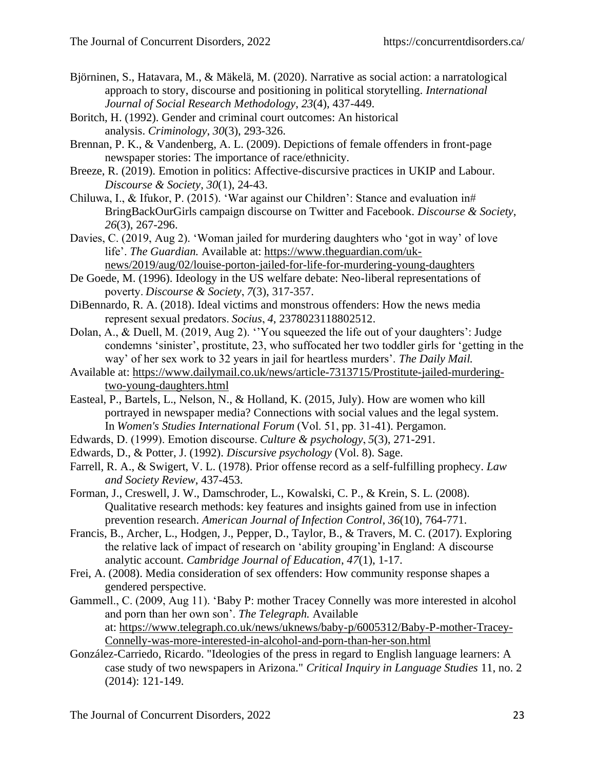Björninen, S., Hatavara, M., & Mäkelä, M. (2020). Narrative as social action: a narratological approach to story, discourse and positioning in political storytelling. *International Journal of Social Research Methodology*, *23*(4), 437-449.

Boritch, H. (1992). Gender and criminal court outcomes: An historical analysis. *Criminology*, *30*(3), 293-326.

Brennan, P. K., & Vandenberg, A. L. (2009). Depictions of female offenders in front-page newspaper stories: The importance of race/ethnicity.

Breeze, R. (2019). Emotion in politics: Affective-discursive practices in UKIP and Labour. *Discourse & Society*, *30*(1), 24-43.

Chiluwa, I., & Ifukor, P. (2015). 'War against our Children': Stance and evaluation in# BringBackOurGirls campaign discourse on Twitter and Facebook. *Discourse & Society*, *26*(3), 267-296.

Davies, C. (2019, Aug 2). 'Woman jailed for murdering daughters who 'got in way' of love life'. *The Guardian.* Available at: https://www.theguardian.com/uk-news/2019/aug/02/louise-porton-jailed-for-life-for-murdering-young-daughters

De Goede, M. (1996). Ideology in the US welfare debate: Neo-liberal representations of poverty. *Discourse & Society*, *7*(3), 317-357.

DiBennardo, R. A. (2018). Ideal victims and monstrous offenders: How the news media represent sexual predators. *Socius*, *4*, 2378023118802512.

Dolan, A., & Duell, M. (2019, Aug 2). ''You squeezed the life out of your daughters': Judge condemns 'sinister', prostitute, 23, who suffocated her two toddler girls for 'getting in the way' of her sex work to 32 years in jail for heartless murders'. *The Daily Mail.*

Available at: https://www.dailymail.co.uk/news/article-7313715/Prostitute-jailed-murdering-two-young-daughters.html

Easteal, P., Bartels, L., Nelson, N., & Holland, K. (2015, July). How are women who kill portrayed in newspaper media? Connections with social values and the legal system. In *Women's Studies International Forum* (Vol. 51, pp. 31-41). Pergamon.

Edwards, D. (1999). Emotion discourse. *Culture & psychology*, *5*(3), 271-291.

Edwards, D., & Potter, J. (1992). *Discursive psychology* (Vol. 8). Sage.

Farrell, R. A., & Swigert, V. L. (1978). Prior offense record as a self-fulfilling prophecy. *Law and Society Review*, 437-453.

Forman, J., Creswell, J. W., Damschroder, L., Kowalski, C. P., & Krein, S. L. (2008). Qualitative research methods: key features and insights gained from use in infection prevention research. *American Journal of Infection Control*, *36*(10), 764-771.

Francis, B., Archer, L., Hodgen, J., Pepper, D., Taylor, B., & Travers, M. C. (2017). Exploring the relative lack of impact of research on 'ability grouping'in England: A discourse analytic account. *Cambridge Journal of Education*, *47*(1), 1-17.

Frei, A. (2008). Media consideration of sex offenders: How community response shapes a gendered perspective.

Gammell., C. (2009, Aug 11). 'Baby P: mother Tracey Connelly was more interested in alcohol and porn than her own son'. *The Telegraph.* Available at: https://www.telegraph.co.uk/news/uknews/baby-p/6005312/Baby-P-mother-Tracey-Connelly-was-more-interested-in-alcohol-and-porn-than-her-son.html

González-Carriedo, Ricardo. "Ideologies of the press in regard to English language learners: A case study of two newspapers in Arizona." *Critical Inquiry in Language Studies* 11, no. 2 (2014): 121-149.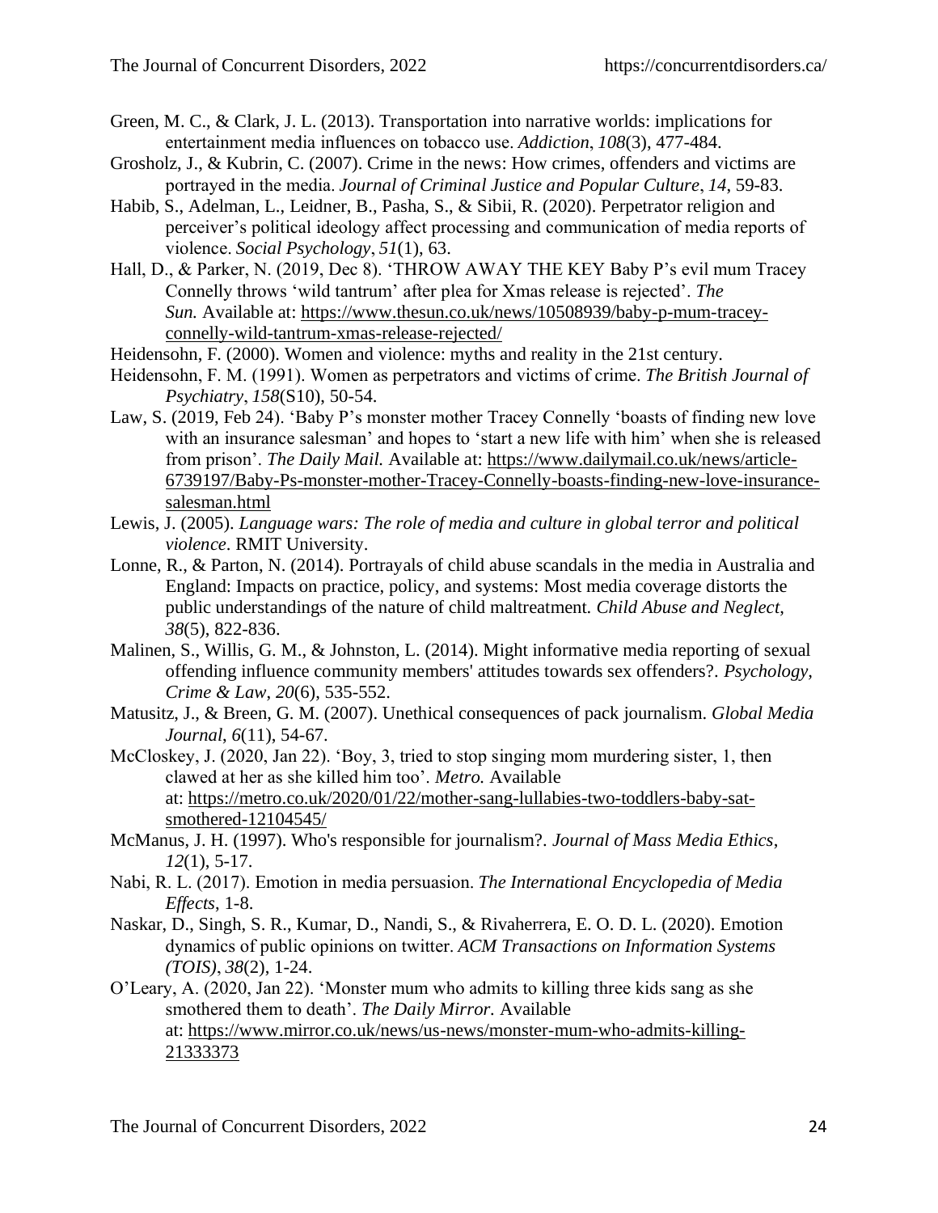Green, M. C., & Clark, J. L. (2013). Transportation into narrative worlds: implications for entertainment media influences on tobacco use. *Addiction*, *108*(3), 477-484.

Grosholz, J., & Kubrin, C. (2007). Crime in the news: How crimes, offenders and victims are portrayed in the media. *Journal of Criminal Justice and Popular Culture*, *14*, 59-83.

Habib, S., Adelman, L., Leidner, B., Pasha, S., & Sibii, R. (2020). Perpetrator religion and perceiver's political ideology affect processing and communication of media reports of violence. *Social Psychology*, *51*(1), 63.

Hall, D., & Parker, N. (2019, Dec 8). 'THROW AWAY THE KEY Baby P's evil mum Tracey Connelly throws 'wild tantrum' after plea for Xmas release is rejected'. *The Sun.* Available at: https://www.thesun.co.uk/news/10508939/baby-p-mum-tracey-connelly-wild-tantrum-xmas-release-rejected/

Heidensohn, F. (2000). Women and violence: myths and reality in the 21st century.

Heidensohn, F. M. (1991). Women as perpetrators and victims of crime. *The British Journal of Psychiatry*, *158*(S10), 50-54.

Law, S. (2019, Feb 24). 'Baby P's monster mother Tracey Connelly 'boasts of finding new love with an insurance salesman' and hopes to 'start a new life with him' when she is released from prison'. *The Daily Mail.* Available at: https://www.dailymail.co.uk/news/article-6739197/Baby-Ps-monster-mother-Tracey-Connelly-boasts-finding-new-love-insurance-salesman.html

Lewis, J. (2005). *Language wars: The role of media and culture in global terror and political violence*. RMIT University.

Lonne, R., & Parton, N. (2014). Portrayals of child abuse scandals in the media in Australia and England: Impacts on practice, policy, and systems: Most media coverage distorts the public understandings of the nature of child maltreatment. *Child Abuse and Neglect*, *38*(5), 822-836.

Malinen, S., Willis, G. M., & Johnston, L. (2014). Might informative media reporting of sexual offending influence community members' attitudes towards sex offenders?. *Psychology, Crime & Law*, *20*(6), 535-552.

Matusitz, J., & Breen, G. M. (2007). Unethical consequences of pack journalism. *Global Media Journal*, *6*(11), 54-67.

McCloskey, J. (2020, Jan 22). 'Boy, 3, tried to stop singing mom murdering sister, 1, then clawed at her as she killed him too'. *Metro.* Available at: https://metro.co.uk/2020/01/22/mother-sang-lullabies-two-toddlers-baby-sat-smothered-12104545/

McManus, J. H. (1997). Who's responsible for journalism?. *Journal of Mass Media Ethics*, *12*(1), 5-17.

Nabi, R. L. (2017). Emotion in media persuasion. *The International Encyclopedia of Media Effects*, 1-8.

Naskar, D., Singh, S. R., Kumar, D., Nandi, S., & Rivaherrera, E. O. D. L. (2020). Emotion dynamics of public opinions on twitter. *ACM Transactions on Information Systems (TOIS)*, *38*(2), 1-24.

O'Leary, A. (2020, Jan 22). 'Monster mum who admits to killing three kids sang as she smothered them to death'. *The Daily Mirror.* Available at: https://www.mirror.co.uk/news/us-news/monster-mum-who-admits-killing-21333373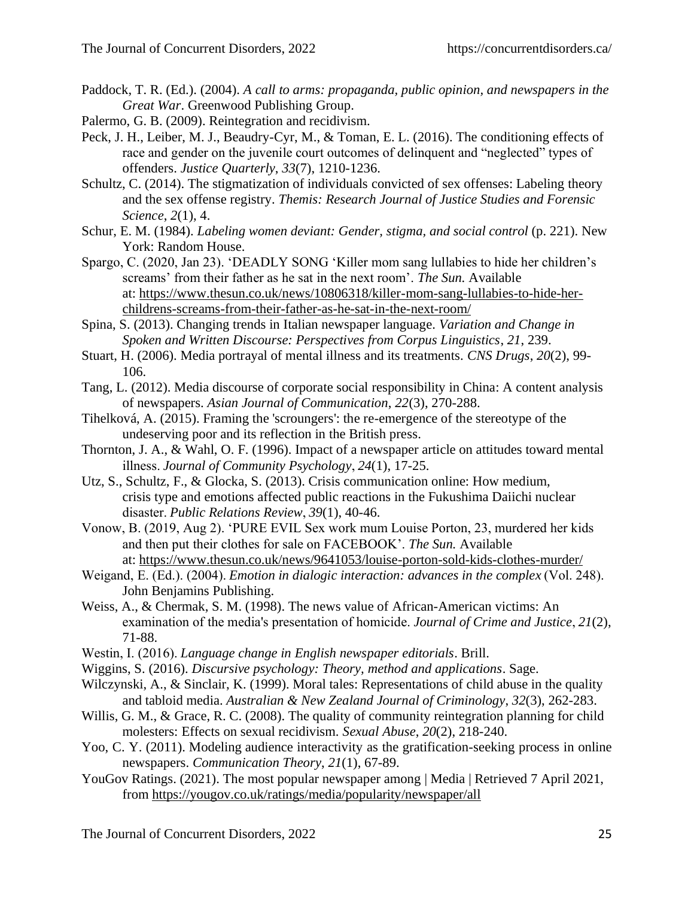Paddock, T. R. (Ed.). (2004). *A call to arms: propaganda, public opinion, and newspapers in the Great War*. Greenwood Publishing Group.

Palermo, G. B. (2009). Reintegration and recidivism.

Peck, J. H., Leiber, M. J., Beaudry-Cyr, M., & Toman, E. L. (2016). The conditioning effects of race and gender on the juvenile court outcomes of delinquent and "neglected" types of offenders. *Justice Quarterly*, *33*(7), 1210-1236.

Schultz, C. (2014). The stigmatization of individuals convicted of sex offenses: Labeling theory and the sex offense registry. *Themis: Research Journal of Justice Studies and Forensic Science*, *2*(1), 4.

Schur, E. M. (1984). *Labeling women deviant: Gender, stigma, and social control* (p. 221). New York: Random House.

Spargo, C. (2020, Jan 23). 'DEADLY SONG 'Killer mom sang lullabies to hide her children's screams' from their father as he sat in the next room'. *The Sun.* Available at: https://www.thesun.co.uk/news/10806318/killer-mom-sang-lullabies-to-hide-her-childrens-screams-from-their-father-as-he-sat-in-the-next-room/

Spina, S. (2013). Changing trends in Italian newspaper language. *Variation and Change in Spoken and Written Discourse: Perspectives from Corpus Linguistics*, *21*, 239.

Stuart, H. (2006). Media portrayal of mental illness and its treatments. *CNS Drugs*, *20*(2), 99-106.

Tang, L. (2012). Media discourse of corporate social responsibility in China: A content analysis of newspapers. *Asian Journal of Communication*, *22*(3), 270-288.

Tihelková, A. (2015). Framing the 'scroungers': the re-emergence of the stereotype of the undeserving poor and its reflection in the British press.

Thornton, J. A., & Wahl, O. F. (1996). Impact of a newspaper article on attitudes toward mental illness. *Journal of Community Psychology*, *24*(1), 17-25.

Utz, S., Schultz, F., & Glocka, S. (2013). Crisis communication online: How medium, crisis type and emotions affected public reactions in the Fukushima Daiichi nuclear disaster. *Public Relations Review*, *39*(1), 40-46.

Vonow, B. (2019, Aug 2). 'PURE EVIL Sex work mum Louise Porton, 23, murdered her kids and then put their clothes for sale on FACEBOOK'. *The Sun.* Available at: https://www.thesun.co.uk/news/9641053/louise-porton-sold-kids-clothes-murder/

Weigand, E. (Ed.). (2004). *Emotion in dialogic interaction: advances in the complex* (Vol. 248). John Benjamins Publishing.

Weiss, A., & Chermak, S. M. (1998). The news value of African-American victims: An examination of the media's presentation of homicide. *Journal of Crime and Justice*, *21*(2), 71-88.

Westin, I. (2016). *Language change in English newspaper editorials*. Brill.

Wiggins, S. (2016). *Discursive psychology: Theory, method and applications*. Sage.

Wilczynski, A., & Sinclair, K. (1999). Moral tales: Representations of child abuse in the quality and tabloid media. *Australian & New Zealand Journal of Criminology, 32*(3), 262-283.

Willis, G. M., & Grace, R. C. (2008). The quality of community reintegration planning for child molesters: Effects on sexual recidivism. *Sexual Abuse*, *20*(2), 218-240.

Yoo, C. Y. (2011). Modeling audience interactivity as the gratification-seeking process in online newspapers. *Communication Theory*, *21*(1), 67-89.

YouGov Ratings. (2021). The most popular newspaper among | Media | Retrieved 7 April 2021, from https://yougov.co.uk/ratings/media/popularity/newspaper/all